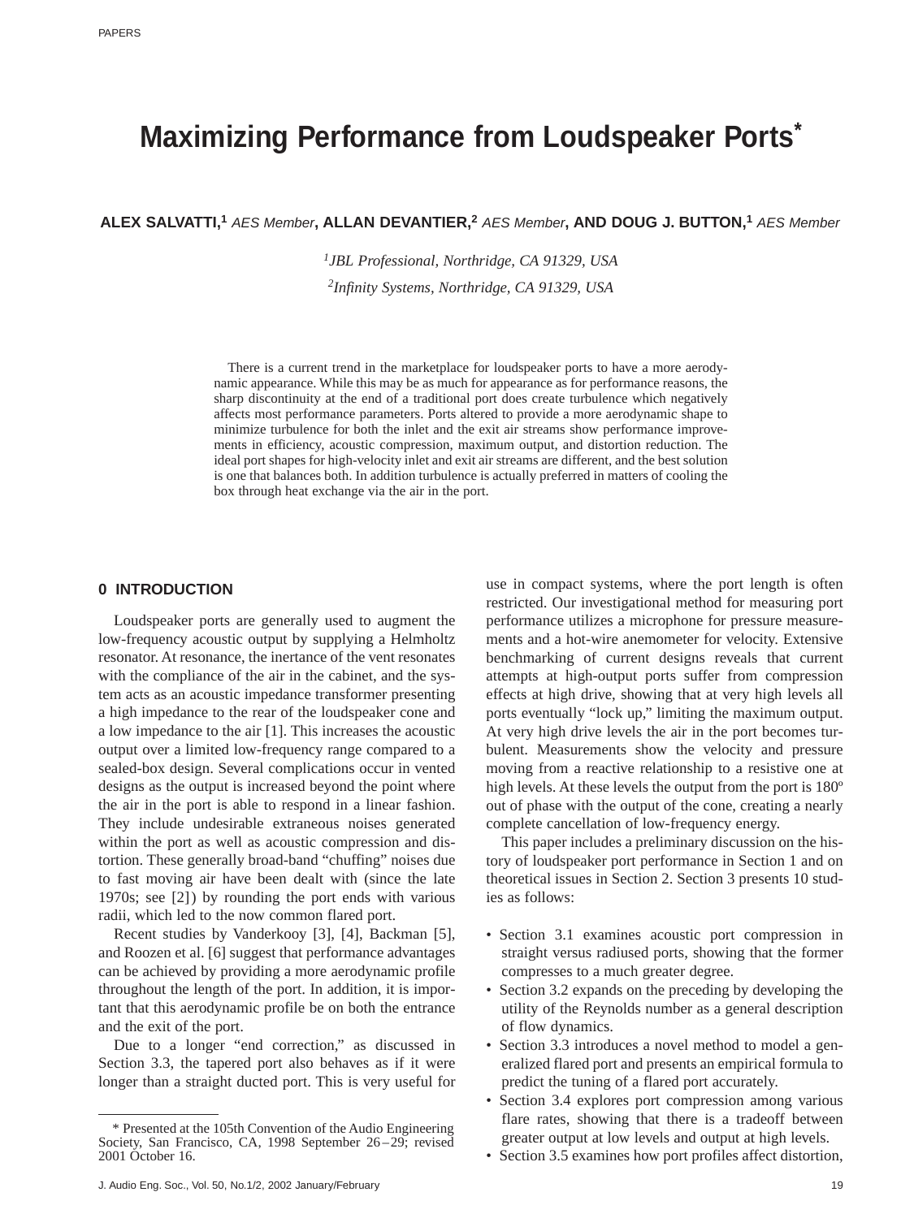PAPERS

# Maximizing Performance from Loudspeaker Ports*

**ALEX SALVATTI,[1]** *AES Member*, **ALLAN DEVANTIER,[2]** *AES Member*, **AND DOUG J. BUTTON,[1]** *AES Member*

[1] *JBL Professional, Northridge, CA 91329, USA*

[2] *Infinity Systems, Northridge, CA 91329, USA*

There is a current trend in the marketplace for loudspeaker ports to have a more aerodynamic appearance. While this may be as much for appearance as for performance reasons, the sharp discontinuity at the end of a traditional port does create turbulence which negatively affects most performance parameters. Ports altered to provide a more aerodynamic shape to minimize turbulence for both the inlet and the exit air streams show performance improvements in efficiency, acoustic compression, maximum output, and distortion reduction. The ideal port shapes for high-velocity inlet and exit air streams are different, and the best solution is one that balances both. In addition turbulence is actually preferred in matters of cooling the box through heat exchange via the air in the port.

## 0 INTRODUCTION

Loudspeaker ports are generally used to augment the low-frequency acoustic output by supplying a Helmholtz resonator. At resonance, the inertance of the vent resonates with the compliance of the air in the cabinet, and the system acts as an acoustic impedance transformer presenting a high impedance to the rear of the loudspeaker cone and a low impedance to the air [1]. This increases the acoustic output over a limited low-frequency range compared to a sealed-box design. Several complications occur in vented designs as the output is increased beyond the point where the air in the port is able to respond in a linear fashion. They include undesirable extraneous noises generated within the port as well as acoustic compression and distortion. These generally broad-band "chuffing" noises due to fast moving air have been dealt with (since the late 1970s; see [2]) by rounding the port ends with various radii, which led to the now common flared port.

Recent studies by Vanderkooy [3], [4], Backman [5], and Roozen et al. [6] suggest that performance advantages can be achieved by providing a more aerodynamic profile throughout the length of the port. In addition, it is important that this aerodynamic profile be on both the entrance and the exit of the port.

Due to a longer "end correction," as discussed in Section 3.3, the tapered port also behaves as if it were longer than a straight ducted port. This is very useful for use in compact systems, where the port length is often restricted. Our investigational method for measuring port performance utilizes a microphone for pressure measurements and a hot-wire anemometer for velocity. Extensive benchmarking of current designs reveals that current attempts at high-output ports suffer from compression effects at high drive, showing that at very high levels all ports eventually "lock up," limiting the maximum output. At very high drive levels the air in the port becomes turbulent. Measurements show the velocity and pressure moving from a reactive relationship to a resistive one at high levels. At these levels the output from the port is 180º out of phase with the output of the cone, creating a nearly complete cancellation of low-frequency energy.

This paper includes a preliminary discussion on the history of loudspeaker port performance in Section 1 and on theoretical issues in Section 2. Section 3 presents 10 studies as follows:

- Section 3.1 examines acoustic port compression in straight versus radiused ports, showing that the former compresses to a much greater degree.
- Section 3.2 expands on the preceding by developing the utility of the Reynolds number as a general description of flow dynamics.
- Section 3.3 introduces a novel method to model a generalized flared port and presents an empirical formula to predict the tuning of a flared port accurately.
- Section 3.4 explores port compression among various flare rates, showing that there is a tradeoff between greater output at low levels and output at high levels.
- Section 3.5 examines how port profiles affect distortion,

* Presented at the 105th Convention of the Audio Engineering Society, San Francisco, CA, 1998 September 26–29; revised 2001 October 16.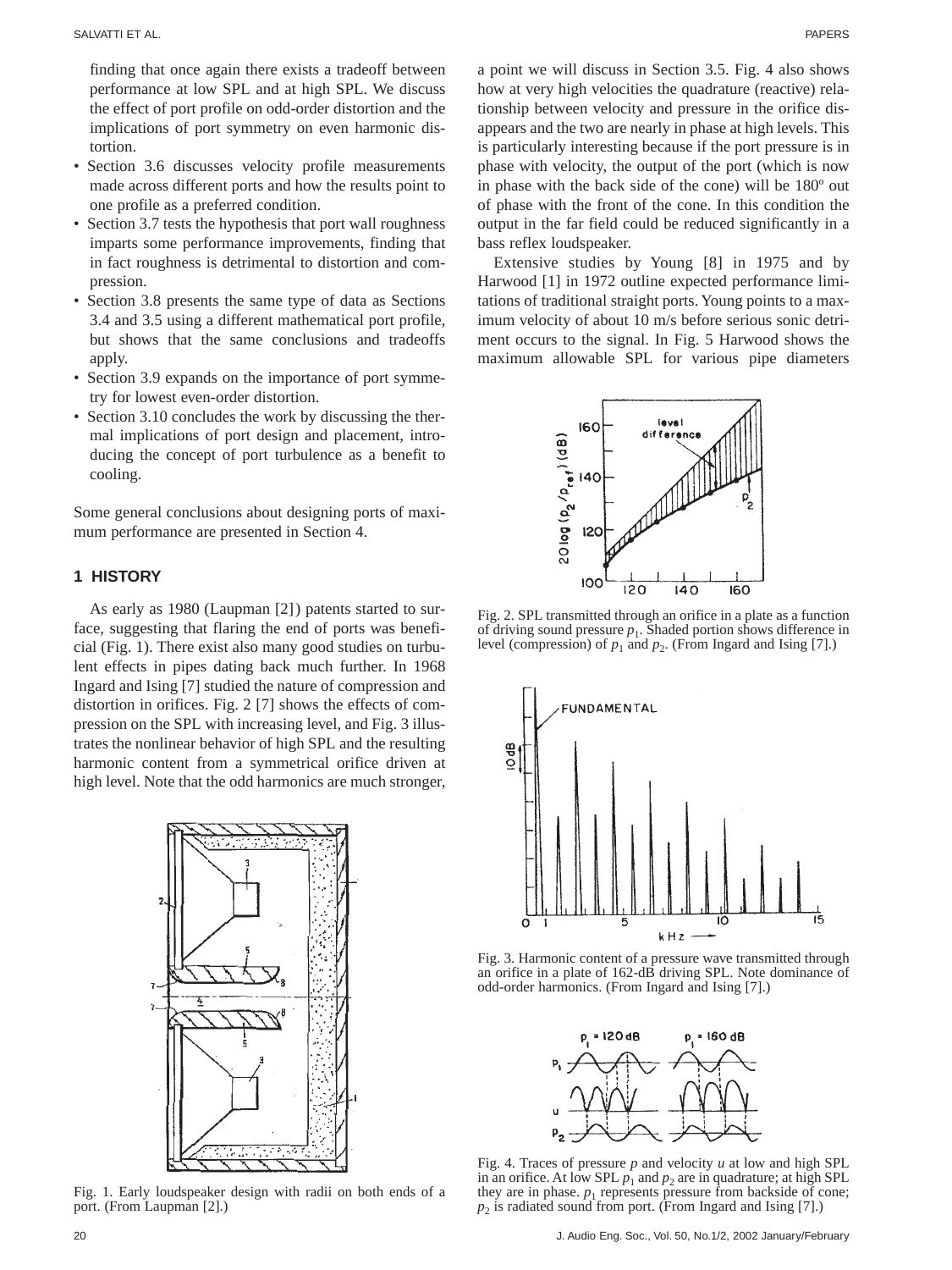finding that once again there exists a tradeoff between performance at low SPL and at high SPL. We discuss the effect of port profile on odd-order distortion and the implications of port symmetry on even harmonic distortion.

- Section 3.6 discusses velocity profile measurements made across different ports and how the results point to one profile as a preferred condition.
- Section 3.7 tests the hypothesis that port wall roughness imparts some performance improvements, finding that in fact roughness is detrimental to distortion and compression.
- Section 3.8 presents the same type of data as Sections 3.4 and 3.5 using a different mathematical port profile, but shows that the same conclusions and tradeoffs apply.
- Section 3.9 expands on the importance of port symmetry for lowest even-order distortion.
- Section 3.10 concludes the work by discussing the thermal implications of port design and placement, introducing the concept of port turbulence as a benefit to cooling.

Some general conclusions about designing ports of maximum performance are presented in Section 4.

## 1 HISTORY

As early as 1980 (Laupman [2]) patents started to surface, suggesting that flaring the end of ports was beneficial (Fig. 1). There exist also many good studies on turbulent effects in pipes dating back much further. In 1968 Ingard and Ising [7] studied the nature of compression and distortion in orifices. Fig. 2 [7] shows the effects of compression on the SPL with increasing level, and Fig. 3 illustrates the nonlinear behavior of high SPL and the resulting harmonic content from a symmetrical orifice driven at high level. Note that the odd harmonics are much stronger, a point we will discuss in Section 3.5. Fig. 4 also shows how at very high velocities the quadrature (reactive) relationship between velocity and pressure in the orifice disappears and the two are nearly in phase at high levels. This is particularly interesting because if the port pressure is in phase with velocity, the output of the port (which is now in phase with the back side of the cone) will be 180º out of phase with the front of the cone. In this condition the output in the far field could be reduced significantly in a bass reflex loudspeaker.

Extensive studies by Young [8] in 1975 and by Harwood [1] in 1972 outline expected performance limitations of traditional straight ports. Young points to a maximum velocity of about 10 m/s before serious sonic detriment occurs to the signal. In Fig. 5 Harwood shows the maximum allowable SPL for various pipe diameters

Fig. 1. Early loudspeaker design with radii on both ends of a port. (From Laupman [2].)

level difference
$p_2$
160
140
120
100
120
140
160
$20 \log (p_2/p_{ref})$ (dB)

Fig. 2. SPL transmitted through an orifice in a plate as a function of driving sound pressure $p_1$. Shaded portion shows difference in level (compression) of $p_1$ and $p_2$. (From Ingard and Ising [7].)

FUNDAMENTAL
10 dB
0 1 5 10 15
kHz

Fig. 3. Harmonic content of a pressure wave transmitted through an orifice in a plate of 162-dB driving SPL. Note dominance of odd-order harmonics. (From Ingard and Ising [7].)

$p_1$ = 120 dB
$p_1$ = 160 dB
$p_1$
u
$p_2$

Fig. 4. Traces of pressure $p$ and velocity $u$ at low and high SPL in an orifice. At low SPL $p_1$ and $p_2$ are in quadrature; at high SPL they are in phase. $p_1$ represents pressure from backside of cone; $p_2$ is radiated sound from port. (From Ingard and Ising [7].)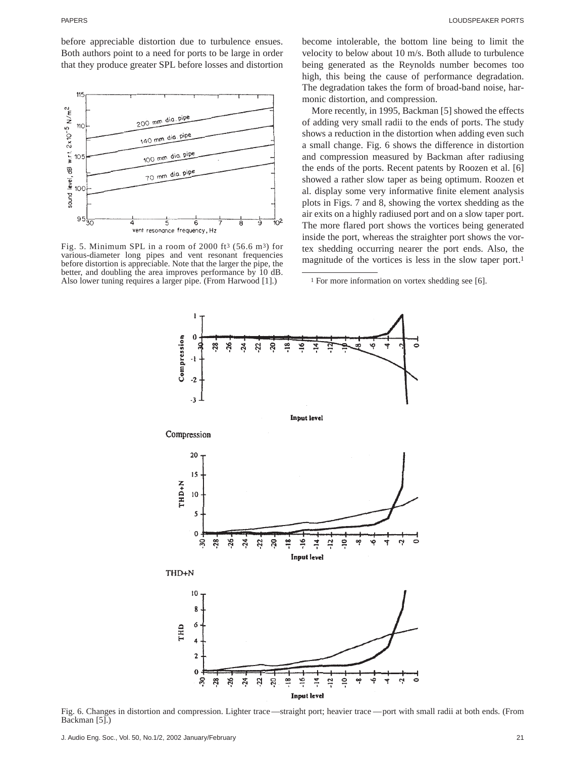before appreciable distortion due to turbulence ensues. Both authors point to a need for ports to be large in order that they produce greater SPL before losses and distortion become intolerable, the bottom line being to limit the velocity to below about 10 m/s. Both allude to turbulence being generated as the Reynolds number becomes too high, this being the cause of performance degradation. The degradation takes the form of broad-band noise, harmonic distortion, and compression.

115
110
105
100
95
sound level, dB w.r.t. $2\times10^{-5}$ N/m$^2$
200 mm dia. pipe
140 mm dia. pipe
100 mm dia. pipe
70 mm dia. pipe
30
4
5
6
7
8
9
$10^2$
vent resonance frequency, Hz

Fig. 5. Minimum SPL in a room of 2000 ft$^3$ (56.6 m$^3$) for various-diameter long pipes and vent resonant frequencies before distortion is appreciable. Note that the larger the pipe, the better, and doubling the area improves performance by 10 dB. Also lower tuning requires a larger pipe. (From Harwood [1].)

More recently, in 1995, Backman [5] showed the effects of adding very small radii to the ends of ports. The study shows a reduction in the distortion when adding even such a small change. Fig. 6 shows the difference in distortion and compression measured by Backman after radiusing the ends of the ports. Recent patents by Roozen et al. [6] showed a rather slow taper as being optimum. Roozen et al. display some very informative finite element analysis plots in Figs. 7 and 8, showing the vortex shedding as the air exits on a highly radiused port and on a slow taper port. The more flared port shows the vortices being generated inside the port, whereas the straighter port shows the vortex shedding occurring nearer the port ends. Also, the magnitude of the vortices is less in the slow taper port.[1]

[1] For more information on vortex shedding see [6].

Compression
1
0
-1
-2
-3
-30 -28 -26 -24 -22 -20 -18 -16 -14 -12 -10 -8 -6 -4 -2 0
Input level

Compression

THD+N
20
15
10
5
0
-30 -28 -26 -24 -22 -20 -18 -16 -14 -12 -10 -8 -6 -4 -2 0
Input level

THD+N

THD
10
8
6
4
2
0
-30 -28 -26 -24 -22 -20 -18 -16 -14 -12 -10 -8 -6 -4 -2 0
Input level

Fig. 6. Changes in distortion and compression. Lighter trace—straight port; heavier trace—port with small radii at both ends. (From Backman [5].)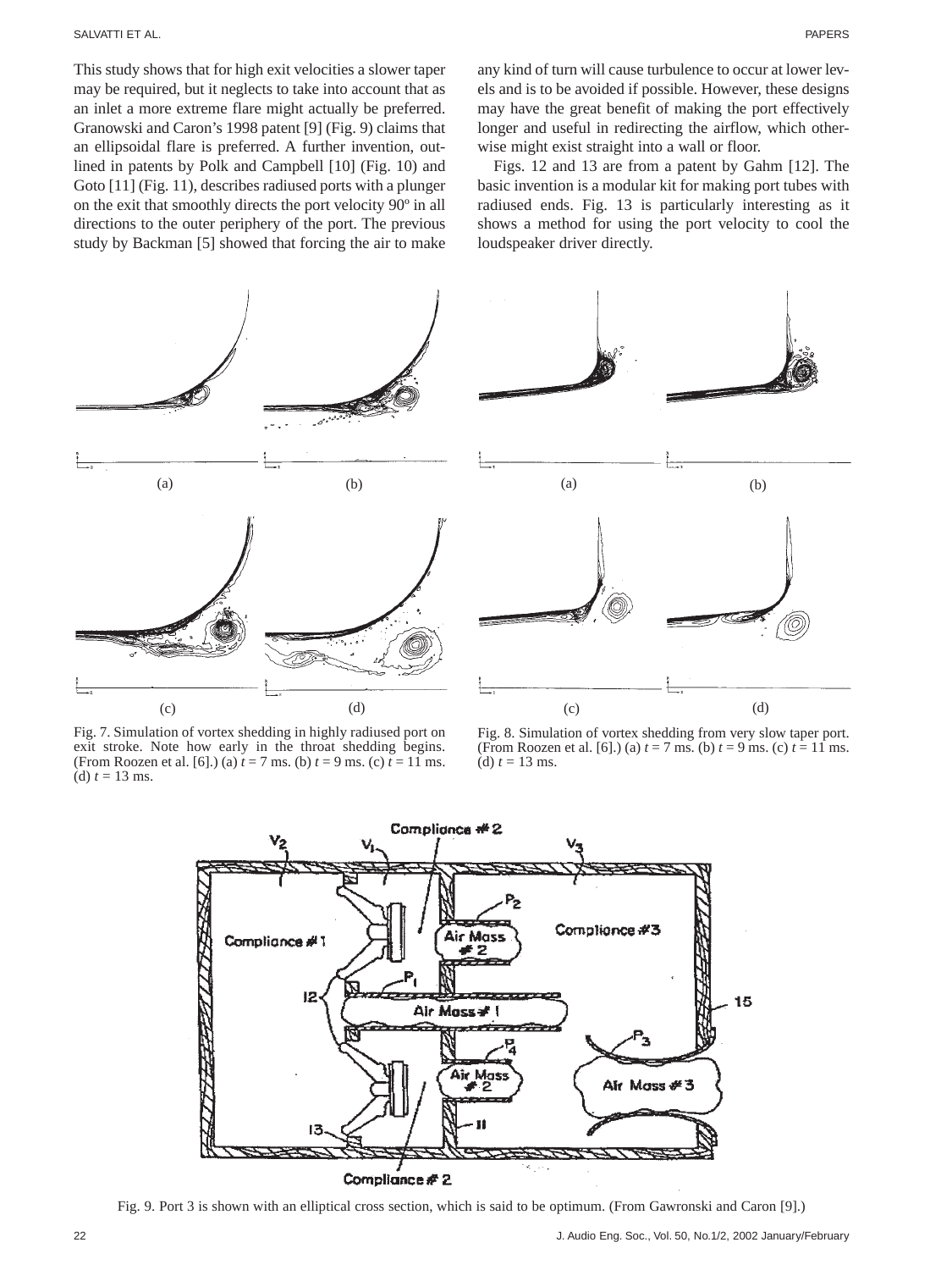This study shows that for high exit velocities a slower taper may be required, but it neglects to take into account that as an inlet a more extreme flare might actually be preferred. Granowski and Caron's 1998 patent [9] (Fig. 9) claims that an ellipsoidal flare is preferred. A further invention, outlined in patents by Polk and Campbell [10] (Fig. 10) and Goto [11] (Fig. 11), describes radiused ports with a plunger on the exit that smoothly directs the port velocity 90º in all directions to the outer periphery of the port. The previous study by Backman [5] showed that forcing the air to make any kind of turn will cause turbulence to occur at lower levels and is to be avoided if possible. However, these designs may have the great benefit of making the port effectively longer and useful in redirecting the airflow, which otherwise might exist straight into a wall or floor.

Figs. 12 and 13 are from a patent by Gahm [12]. The basic invention is a modular kit for making port tubes with radiused ends. Fig. 13 is particularly interesting as it shows a method for using the port velocity to cool the loudspeaker driver directly.

(a) (b)

(c) (d)

Fig. 7. Simulation of vortex shedding in highly radiused port on exit stroke. Note how early in the throat shedding begins. (From Roozen et al. [6].) (a) $t = 7$ ms. (b) $t = 9$ ms. (c) $t = 11$ ms. (d) $t = 13$ ms.

(a) (b)

(c) (d)

Fig. 8. Simulation of vortex shedding from very slow taper port. (From Roozen et al. [6].) (a) $t = 7$ ms. (b) $t = 9$ ms. (c) $t = 11$ ms. (d) $t = 13$ ms.

Compliance #2
V2
V1
V3
P2
Compliance #1
Air Mass #2
Compliance #3
P1
12
Air Mass #1
15
P3
P4
Air Mass #2
Air Mass #3
11
13
Compliance #2

Fig. 9. Port 3 is shown with an elliptical cross section, which is said to be optimum. (From Gawronski and Caron [9].)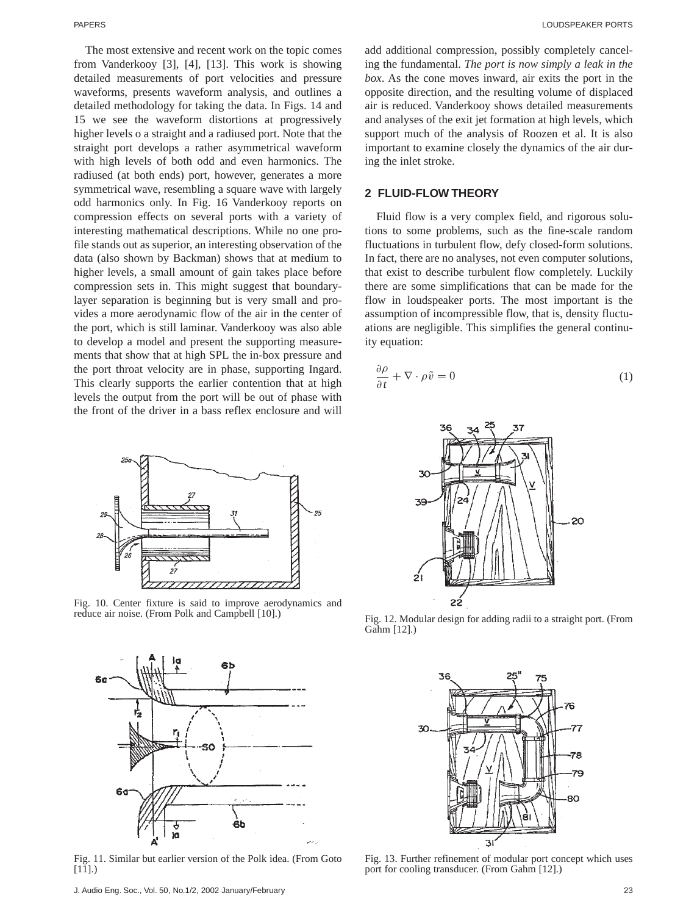The most extensive and recent work on the topic comes from Vanderkooy [3], [4], [13]. This work is showing detailed measurements of port velocities and pressure waveforms, presents waveform analysis, and outlines a detailed methodology for taking the data. In Figs. 14 and 15 we see the waveform distortions at progressively higher levels o a straight and a radiused port. Note that the straight port develops a rather asymmetrical waveform with high levels of both odd and even harmonics. The radiused (at both ends) port, however, generates a more symmetrical wave, resembling a square wave with largely odd harmonics only. In Fig. 16 Vanderkooy reports on compression effects on several ports with a variety of interesting mathematical descriptions. While no one profile stands out as superior, an interesting observation of the data (also shown by Backman) shows that at medium to higher levels, a small amount of gain takes place before compression sets in. This might suggest that boundary-layer separation is beginning but is very small and provides a more aerodynamic flow of the air in the center of the port, which is still laminar. Vanderkooy was also able to develop a model and present the supporting measurements that show that at high SPL the in-box pressure and the port throat velocity are in phase, supporting Ingard. This clearly supports the earlier contention that at high levels the output from the port will be out of phase with the front of the driver in a bass reflex enclosure and will add additional compression, possibly completely canceling the fundamental. *The port is now simply a leak in the box*. As the cone moves inward, air exits the port in the opposite direction, and the resulting volume of displaced air is reduced. Vanderkooy shows detailed measurements and analyses of the exit jet formation at high levels, which support much of the analysis of Roozen et al. It is also important to examine closely the dynamics of the air during the inlet stroke.

## 2 FLUID-FLOW THEORY

Fluid flow is a very complex field, and rigorous solutions to some problems, such as the fine-scale random fluctuations in turbulent flow, defy closed-form solutions. In fact, there are no analyses, not even computer solutions, that exist to describe turbulent flow completely. Luckily there are some simplifications that can be made for the flow in loudspeaker ports. The most important is the assumption of incompressible flow, that is, density fluctuations are negligible. This simplifies the general continuity equation:

$$\frac{\partial \rho}{\partial t} + \nabla \cdot \rho \tilde{v} = 0 \tag{1}$$

Fig. 10. Center fixture is said to improve aerodynamics and reduce air noise. (From Polk and Campbell [10].)

Fig. 11. Similar but earlier version of the Polk idea. (From Goto [11].)

Fig. 12. Modular design for adding radii to a straight port. (From Gahm [12].)

Fig. 13. Further refinement of modular port concept which uses port for cooling transducer. (From Gahm [12].)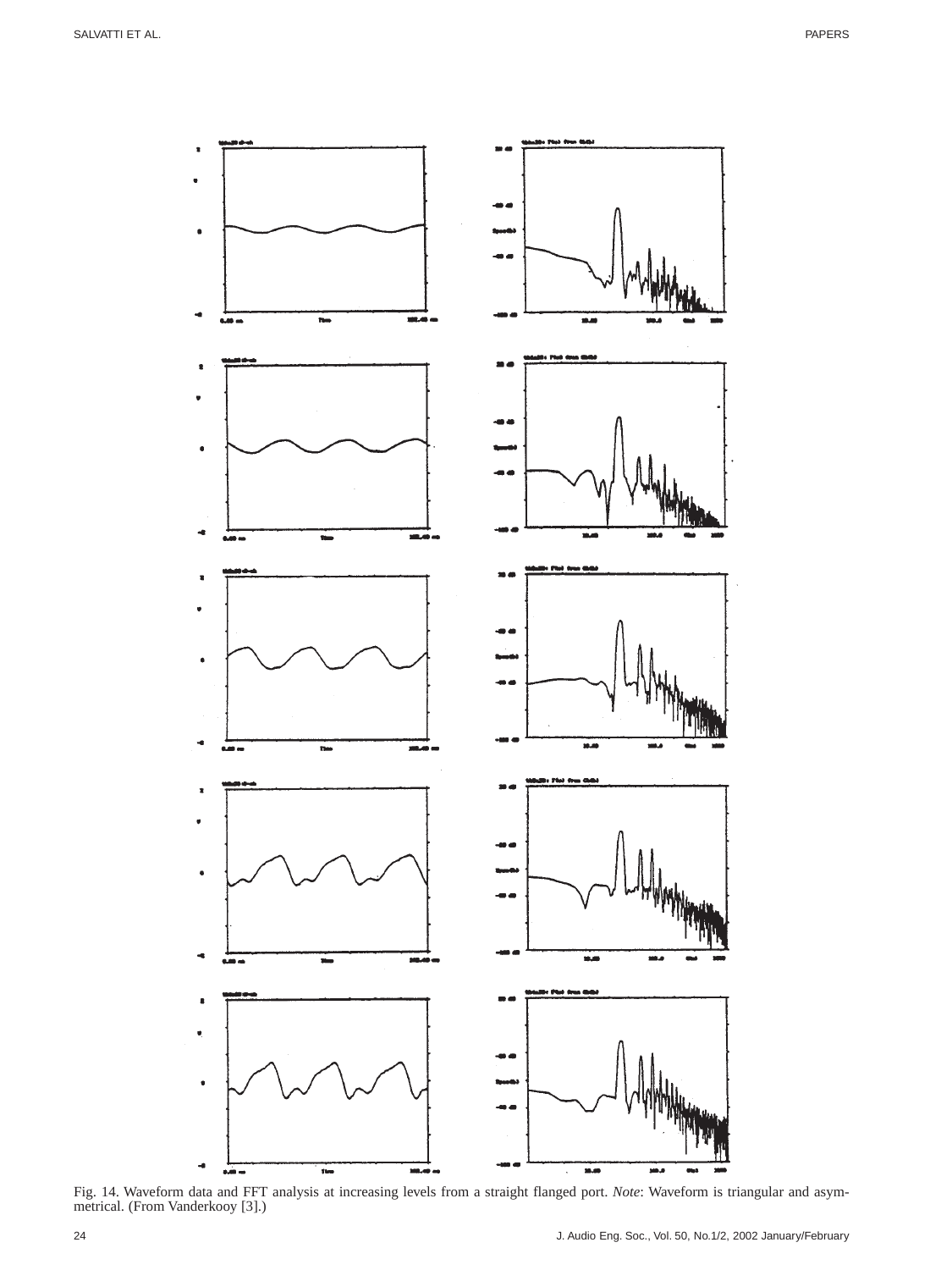Fig. 14. Waveform data and FFT analysis at increasing levels from a straight flanged port. *Note*: Waveform is triangular and asymmetrical. (From Vanderkooy [3].)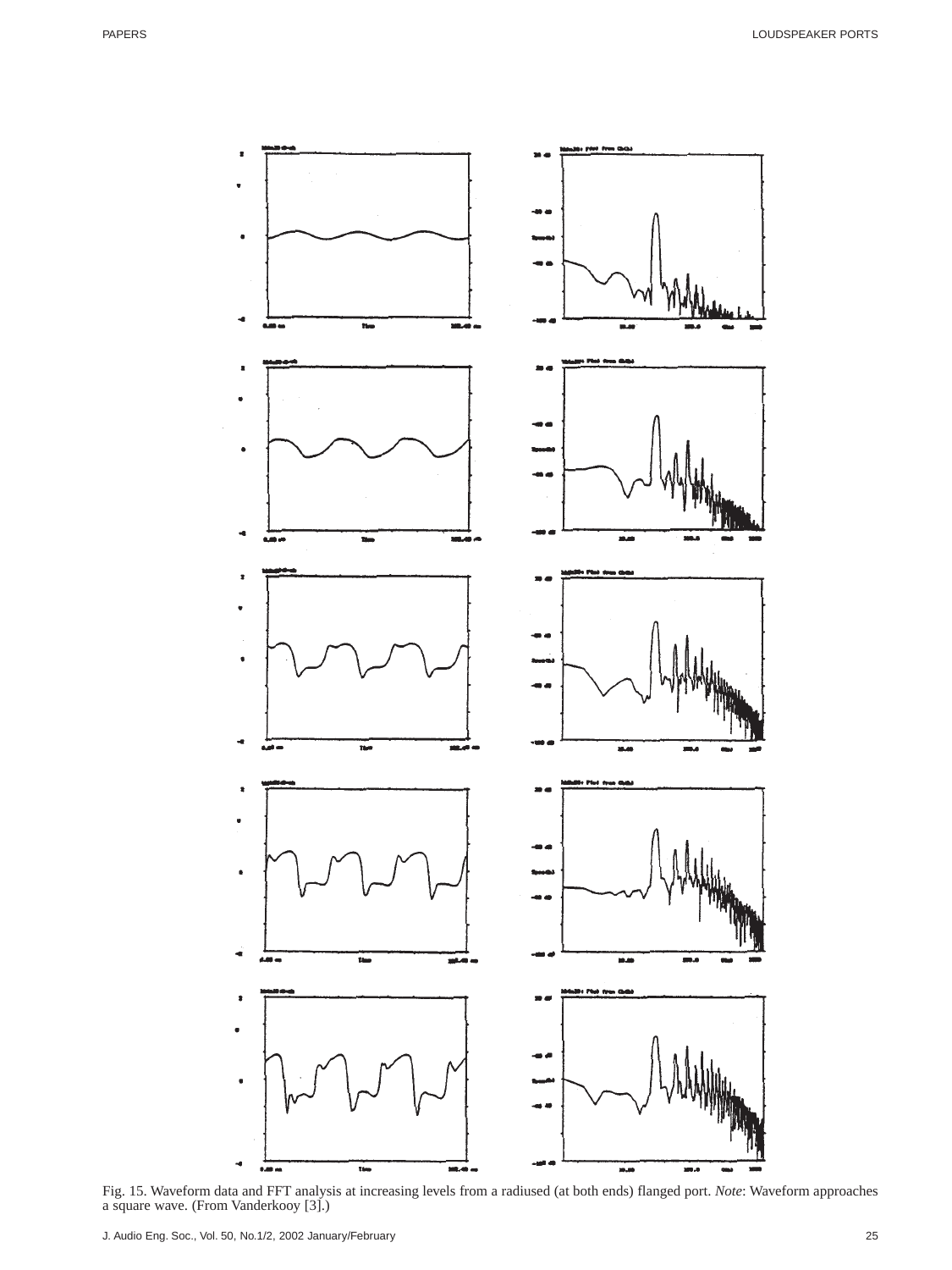Fig. 15. Waveform data and FFT analysis at increasing levels from a radiused (at both ends) flanged port. *Note*: Waveform approaches a square wave. (From Vanderkooy [3].)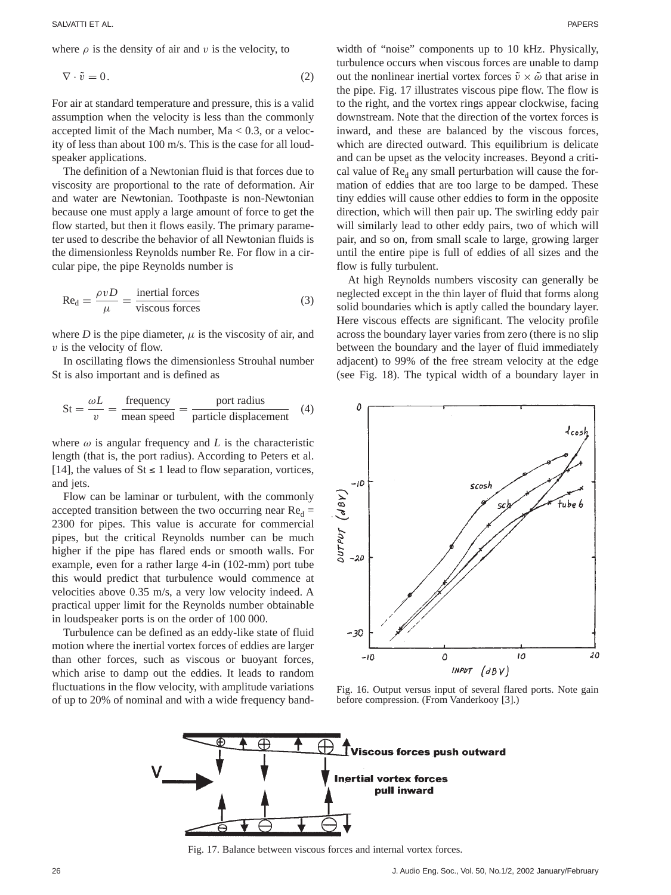where $\rho$ is the density of air and $v$ is the velocity, to

$$\nabla \cdot \tilde{v} = 0. \tag{2}$$

For air at standard temperature and pressure, this is a valid assumption when the velocity is less than the commonly accepted limit of the Mach number, Ma < 0.3, or a velocity of less than about 100 m/s. This is the case for all loudspeaker applications.

The definition of a Newtonian fluid is that forces due to viscosity are proportional to the rate of deformation. Air and water are Newtonian. Toothpaste is non-Newtonian because one must apply a large amount of force to get the flow started, but then it flows easily. The primary parameter used to describe the behavior of all Newtonian fluids is the dimensionless Reynolds number Re. For flow in a circular pipe, the pipe Reynolds number is

$$\mathrm{Re_d} = \frac{\rho v D}{\mu} = \frac{\text{inertial forces}}{\text{viscous forces}} \tag{3}$$

where $D$ is the pipe diameter, $\mu$ is the viscosity of air, and $v$ is the velocity of flow.

In oscillating flows the dimensionless Strouhal number St is also important and is defined as

$$\mathrm{St} = \frac{\omega L}{v} = \frac{\text{frequency}}{\text{mean speed}} = \frac{\text{port radius}}{\text{particle displacement}} \tag{4}$$

where $\omega$ is angular frequency and $L$ is the characteristic length (that is, the port radius). According to Peters et al. [14], the values of St ≤ 1 lead to flow separation, vortices, and jets.

Flow can be laminar or turbulent, with the commonly accepted transition between the two occurring near $\mathrm{Re_d}$ = 2300 for pipes. This value is accurate for commercial pipes, but the critical Reynolds number can be much higher if the pipe has flared ends or smooth walls. For example, even for a rather large 4-in (102-mm) port tube this would predict that turbulence would commence at velocities above 0.35 m/s, a very low velocity indeed. A practical upper limit for the Reynolds number obtainable in loudspeaker ports is on the order of 100 000.

Turbulence can be defined as an eddy-like state of fluid motion where the inertial vortex forces of eddies are larger than other forces, such as viscous or buoyant forces, which arise to damp out the eddies. It leads to random fluctuations in the flow velocity, with amplitude variations of up to 20% of nominal and with a wide frequency bandwidth of "noise" components up to 10 kHz. Physically, turbulence occurs when viscous forces are unable to damp out the nonlinear inertial vortex forces $\tilde{v} \times \tilde{\omega}$ that arise in the pipe. Fig. 17 illustrates viscous pipe flow. The flow is to the right, and the vortex rings appear clockwise, facing downstream. Note that the direction of the vortex forces is inward, and these are balanced by the viscous forces, which are directed outward. This equilibrium is delicate and can be upset as the velocity increases. Beyond a critical value of $\mathrm{Re_d}$ any small perturbation will cause the formation of eddies that are too large to be damped. These tiny eddies will cause other eddies to form in the opposite direction, which will then pair up. The swirling eddy pair will similarly lead to other eddy pairs, two of which will pair, and so on, from small scale to large, growing larger until the entire pipe is full of eddies of all sizes and the flow is fully turbulent.

At high Reynolds numbers viscosity can generally be neglected except in the thin layer of fluid that forms along solid boundaries which is aptly called the boundary layer. Here viscous effects are significant. The velocity profile across the boundary layer varies from zero (there is no slip between the boundary and the layer of fluid immediately adjacent) to 99% of the free stream velocity at the edge (see Fig. 18). The typical width of a boundary layer in

OUTPUT (dBV)
INPUT (dBV)
0
-10
-20
-30
-10
0
10
20
lcosh
scosh
sch
tube 6

Fig. 16. Output versus input of several flared ports. Note gain before compression. (From Vanderkooy [3].)

V
Viscous forces push outward
Inertial vortex forces pull inward

Fig. 17. Balance between viscous forces and internal vortex forces.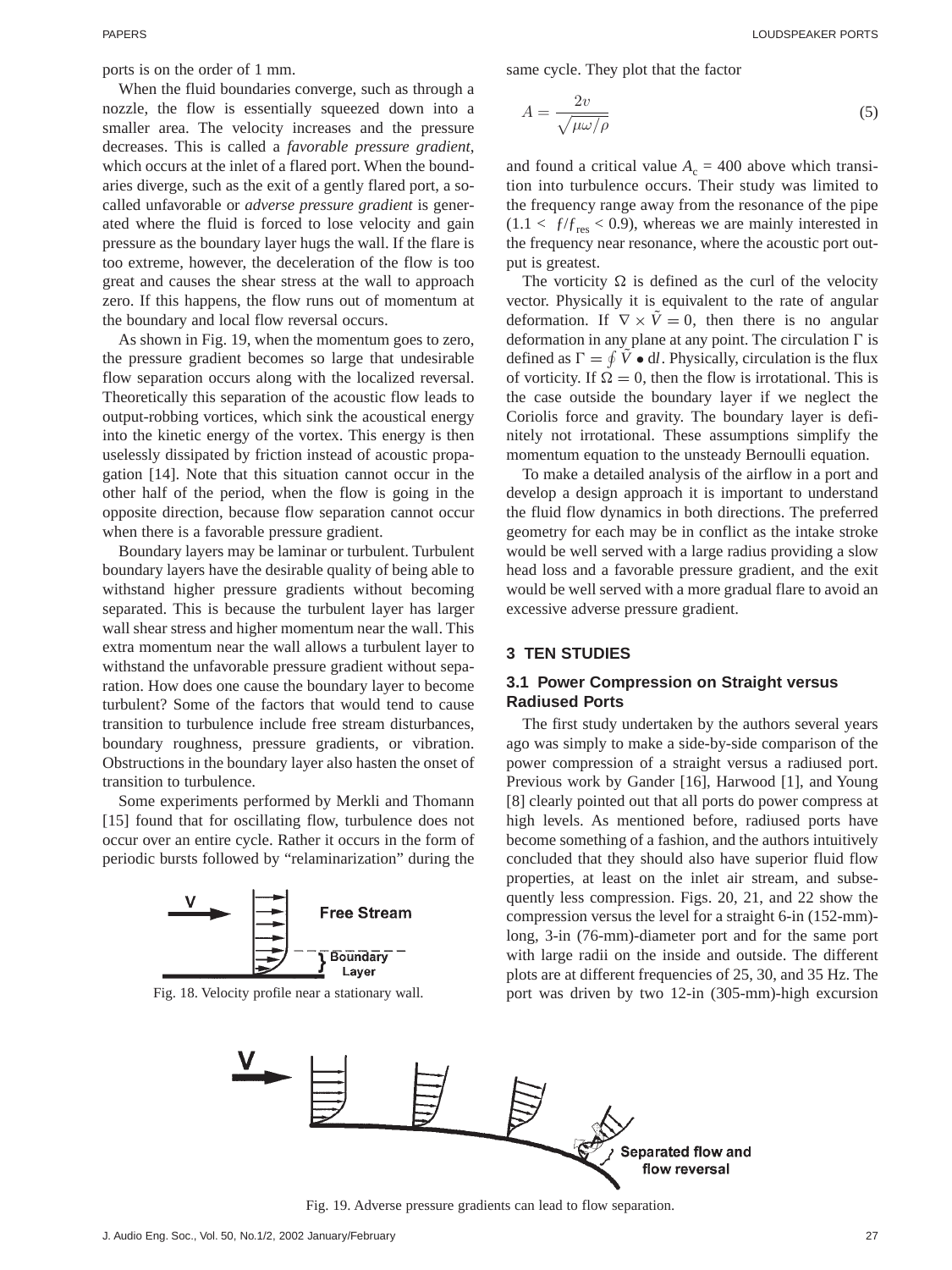ports is on the order of 1 mm.

When the fluid boundaries converge, such as through a nozzle, the flow is essentially squeezed down into a smaller area. The velocity increases and the pressure decreases. This is called a *favorable pressure gradient*, which occurs at the inlet of a flared port. When the boundaries diverge, such as the exit of a gently flared port, a so-called unfavorable or *adverse pressure gradient* is generated where the fluid is forced to lose velocity and gain pressure as the boundary layer hugs the wall. If the flare is too extreme, however, the deceleration of the flow is too great and causes the shear stress at the wall to approach zero. If this happens, the flow runs out of momentum at the boundary and local flow reversal occurs.

As shown in Fig. 19, when the momentum goes to zero, the pressure gradient becomes so large that undesirable flow separation occurs along with the localized reversal. Theoretically this separation of the acoustic flow leads to output-robbing vortices, which sink the acoustical energy into the kinetic energy of the vortex. This energy is then uselessly dissipated by friction instead of acoustic propagation [14]. Note that this situation cannot occur in the other half of the period, when the flow is going in the opposite direction, because flow separation cannot occur when there is a favorable pressure gradient.

Boundary layers may be laminar or turbulent. Turbulent boundary layers have the desirable quality of being able to withstand higher pressure gradients without becoming separated. This is because the turbulent layer has larger wall shear stress and higher momentum near the wall. This extra momentum near the wall allows a turbulent layer to withstand the unfavorable pressure gradient without separation. How does one cause the boundary layer to become turbulent? Some of the factors that would tend to cause transition to turbulence include free stream disturbances, boundary roughness, pressure gradients, or vibration. Obstructions in the boundary layer also hasten the onset of transition to turbulence.

Some experiments performed by Merkli and Thomann [15] found that for oscillating flow, turbulence does not occur over an entire cycle. Rather it occurs in the form of periodic bursts followed by "relaminarization" during the same cycle. They plot that the factor

$$A = \frac{2v}{\sqrt{\mu\omega/\rho}} \tag{5}$$

and found a critical value $A_c = 400$ above which transition into turbulence occurs. Their study was limited to the frequency range away from the resonance of the pipe ($1.1 < f/f_{res} < 0.9$), whereas we are mainly interested in the frequency near resonance, where the acoustic port output is greatest.

The vorticity $\Omega$ is defined as the curl of the velocity vector. Physically it is equivalent to the rate of angular deformation. If $\nabla \times \tilde{V} = 0$, then there is no angular deformation in any plane at any point. The circulation $\Gamma$ is defined as $\Gamma = \oint \tilde{V} \bullet \mathrm{d}l$. Physically, circulation is the flux of vorticity. If $\Omega = 0$, then the flow is irrotational. This is the case outside the boundary layer if we neglect the Coriolis force and gravity. The boundary layer is definitely not irrotational. These assumptions simplify the momentum equation to the unsteady Bernoulli equation.

To make a detailed analysis of the airflow in a port and develop a design approach it is important to understand the fluid flow dynamics in both directions. The preferred geometry for each may be in conflict as the intake stroke would be well served with a large radius providing a slow head loss and a favorable pressure gradient, and the exit would be well served with a more gradual flare to avoid an excessive adverse pressure gradient.

V
Free Stream
Boundary Layer

Fig. 18. Velocity profile near a stationary wall.

## 3 TEN STUDIES

### 3.1 Power Compression on Straight versus Radiused Ports

The first study undertaken by the authors several years ago was simply to make a side-by-side comparison of the power compression of a straight versus a radiused port. Previous work by Gander [16], Harwood [1], and Young [8] clearly pointed out that all ports do power compress at high levels. As mentioned before, radiused ports have become something of a fashion, and the authors intuitively concluded that they should also have superior fluid flow properties, at least on the inlet air stream, and subsequently less compression. Figs. 20, 21, and 22 show the compression versus the level for a straight 6-in (152-mm)-long, 3-in (76-mm)-diameter port and for the same port with large radii on the inside and outside. The different plots are at different frequencies of 25, 30, and 35 Hz. The port was driven by two 12-in (305-mm)-high excursion

V
Separated flow and flow reversal

Fig. 19. Adverse pressure gradients can lead to flow separation.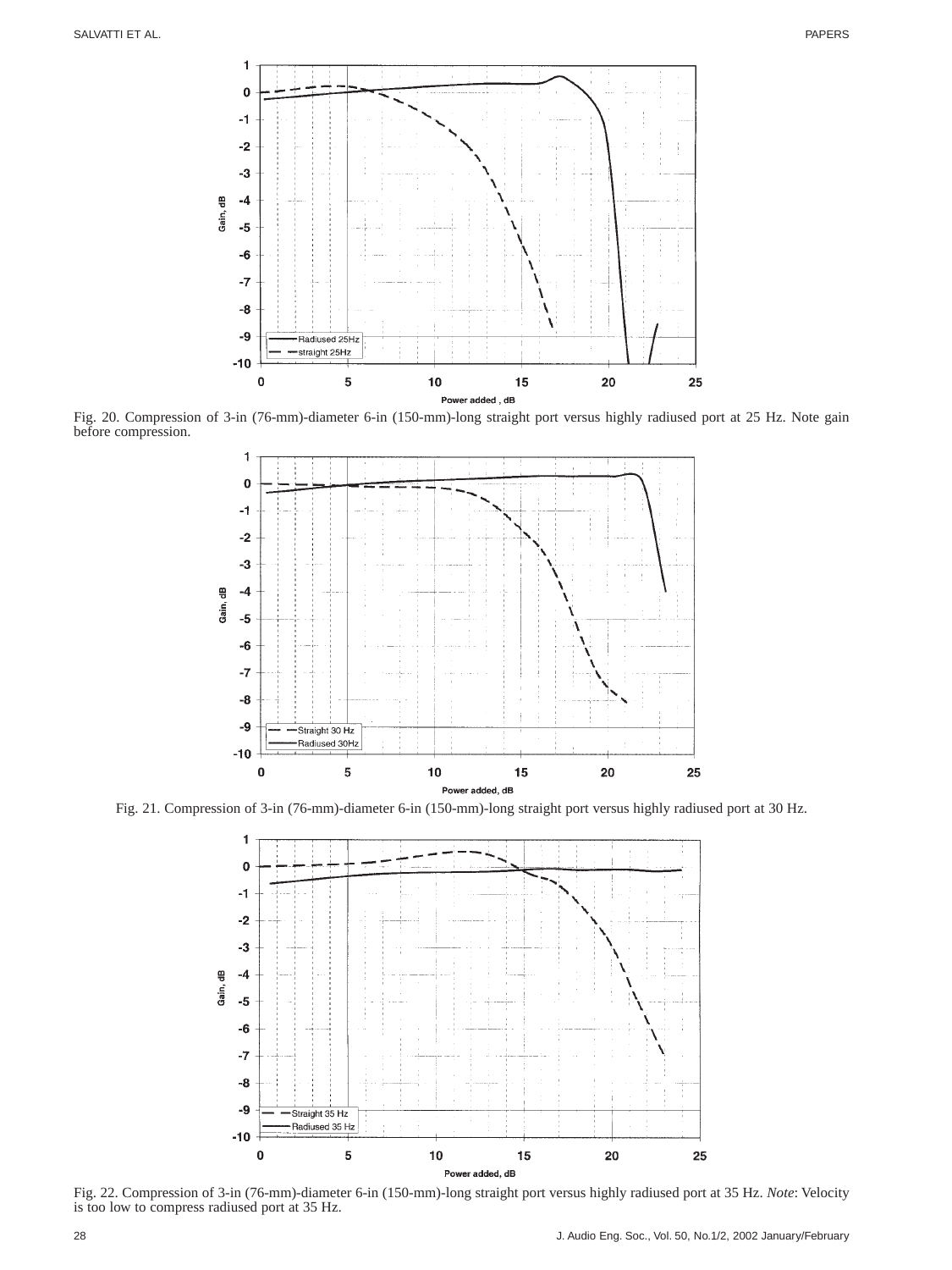1
0
-1
-2
-3
-4
-5
-6
-7
-8
-9
-10

Gain, dB

0 5 10 15 20 25

Power added , dB

Radiused 25Hz
straight 25Hz

Fig. 20. Compression of 3-in (76-mm)-diameter 6-in (150-mm)-long straight port versus highly radiused port at 25 Hz. Note gain before compression.

1
0
-1
-2
-3
-4
-5
-6
-7
-8
-9
-10

Gain, dB

0 5 10 15 20 25

Power added, dB

Straight 30 Hz
Radiused 30Hz

Fig. 21. Compression of 3-in (76-mm)-diameter 6-in (150-mm)-long straight port versus highly radiused port at 30 Hz.

1
0
-1
-2
-3
-4
-5
-6
-7
-8
-9
-10

Gain, dB

0 5 10 15 20 25

Power added, dB

Straight 35 Hz
Radiused 35 Hz

Fig. 22. Compression of 3-in (76-mm)-diameter 6-in (150-mm)-long straight port versus highly radiused port at 35 Hz. *Note*: Velocity is too low to compress radiused port at 35 Hz.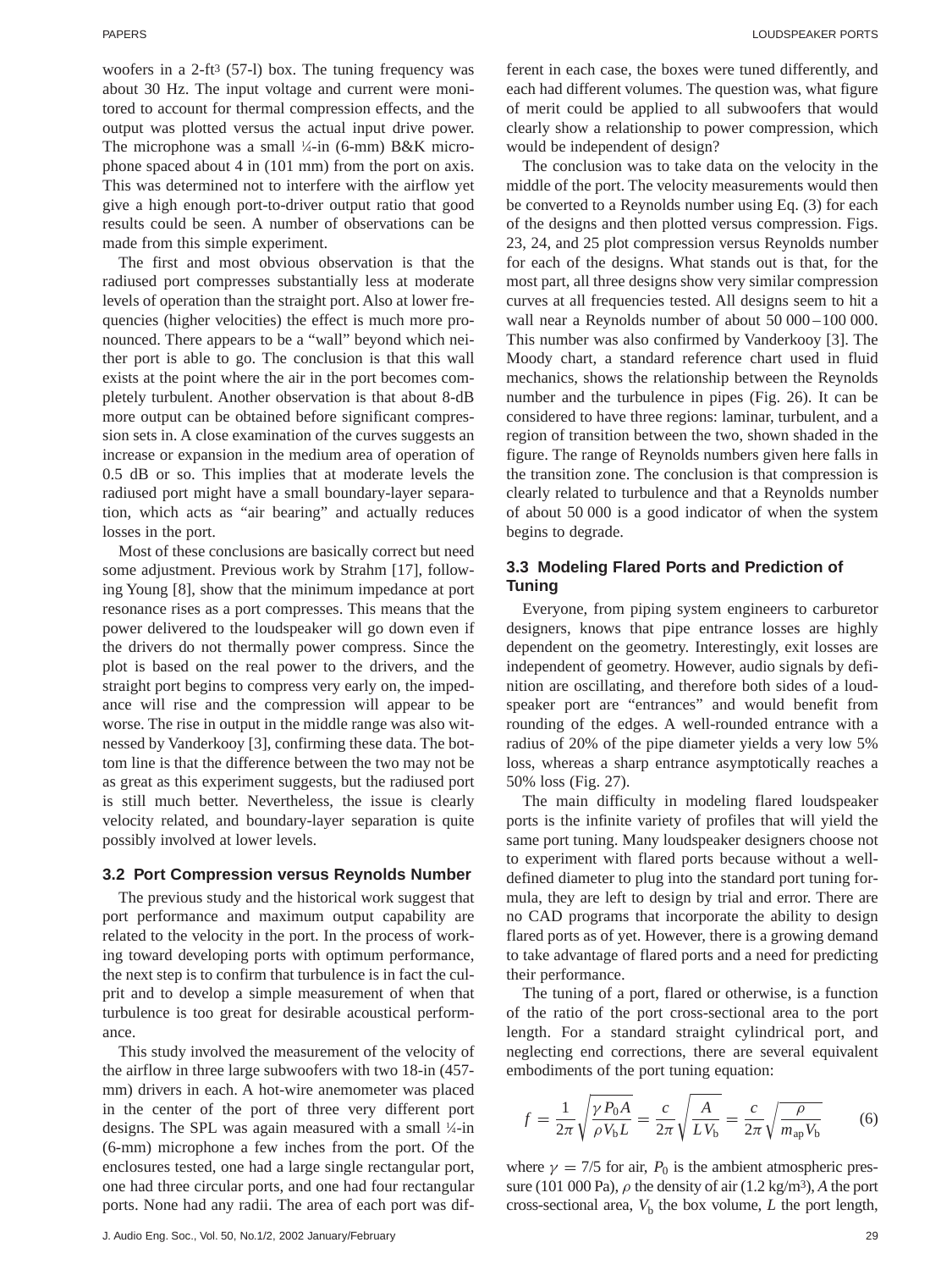woofers in a 2-ft$^3$ (57-l) box. The tuning frequency was about 30 Hz. The input voltage and current were monitored to account for thermal compression effects, and the output was plotted versus the actual input drive power. The microphone was a small ¼-in (6-mm) B&K microphone spaced about 4 in (101 mm) from the port on axis. This was determined not to interfere with the airflow yet give a high enough port-to-driver output ratio that good results could be seen. A number of observations can be made from this simple experiment.

The first and most obvious observation is that the radiused port compresses substantially less at moderate levels of operation than the straight port. Also at lower frequencies (higher velocities) the effect is much more pronounced. There appears to be a "wall" beyond which neither port is able to go. The conclusion is that this wall exists at the point where the air in the port becomes completely turbulent. Another observation is that about 8-dB more output can be obtained before significant compression sets in. A close examination of the curves suggests an increase or expansion in the medium area of operation of 0.5 dB or so. This implies that at moderate levels the radiused port might have a small boundary-layer separation, which acts as "air bearing" and actually reduces losses in the port.

Most of these conclusions are basically correct but need some adjustment. Previous work by Strahm [17], following Young [8], show that the minimum impedance at port resonance rises as a port compresses. This means that the power delivered to the loudspeaker will go down even if the drivers do not thermally power compress. Since the plot is based on the real power to the drivers, and the straight port begins to compress very early on, the impedance will rise and the compression will appear to be worse. The rise in output in the middle range was also witnessed by Vanderkooy [3], confirming these data. The bottom line is that the difference between the two may not be as great as this experiment suggests, but the radiused port is still much better. Nevertheless, the issue is clearly velocity related, and boundary-layer separation is quite possibly involved at lower levels.

### 3.2 Port Compression versus Reynolds Number

The previous study and the historical work suggest that port performance and maximum output capability are related to the velocity in the port. In the process of working toward developing ports with optimum performance, the next step is to confirm that turbulence is in fact the culprit and to develop a simple measurement of when that turbulence is too great for desirable acoustical performance.

This study involved the measurement of the velocity of the airflow in three large subwoofers with two 18-in (457-mm) drivers in each. A hot-wire anemometer was placed in the center of the port of three very different port designs. The SPL was again measured with a small ¼-in (6-mm) microphone a few inches from the port. Of the enclosures tested, one had a large single rectangular port, one had three circular ports, and one had four rectangular ports. None had any radii. The area of each port was different in each case, the boxes were tuned differently, and each had different volumes. The question was, what figure of merit could be applied to all subwoofers that would clearly show a relationship to power compression, which would be independent of design?

The conclusion was to take data on the velocity in the middle of the port. The velocity measurements would then be converted to a Reynolds number using Eq. (3) for each of the designs and then plotted versus compression. Figs. 23, 24, and 25 plot compression versus Reynolds number for each of the designs. What stands out is that, for the most part, all three designs show very similar compression curves at all frequencies tested. All designs seem to hit a wall near a Reynolds number of about 50 000 – 100 000. This number was also confirmed by Vanderkooy [3]. The Moody chart, a standard reference chart used in fluid mechanics, shows the relationship between the Reynolds number and the turbulence in pipes (Fig. 26). It can be considered to have three regions: laminar, turbulent, and a region of transition between the two, shown shaded in the figure. The range of Reynolds numbers given here falls in the transition zone. The conclusion is that compression is clearly related to turbulence and that a Reynolds number of about 50 000 is a good indicator of when the system begins to degrade.

### 3.3 Modeling Flared Ports and Prediction of Tuning

Everyone, from piping system engineers to carburetor designers, knows that pipe entrance losses are highly dependent on the geometry. Interestingly, exit losses are independent of geometry. However, audio signals by definition are oscillating, and therefore both sides of a loudspeaker port are "entrances" and would benefit from rounding of the edges. A well-rounded entrance with a radius of 20% of the pipe diameter yields a very low 5% loss, whereas a sharp entrance asymptotically reaches a 50% loss (Fig. 27).

The main difficulty in modeling flared loudspeaker ports is the infinite variety of profiles that will yield the same port tuning. Many loudspeaker designers choose not to experiment with flared ports because without a well-defined diameter to plug into the standard port tuning formula, they are left to design by trial and error. There are no CAD programs that incorporate the ability to design flared ports as of yet. However, there is a growing demand to take advantage of flared ports and a need for predicting their performance.

The tuning of a port, flared or otherwise, is a function of the ratio of the port cross-sectional area to the port length. For a standard straight cylindrical port, and neglecting end corrections, there are several equivalent embodiments of the port tuning equation:

$$f = \frac{1}{2\pi}\sqrt{\frac{\gamma P_0 A}{\rho V_b L}} = \frac{c}{2\pi}\sqrt{\frac{A}{L V_b}} = \frac{c}{2\pi}\sqrt{\frac{\rho}{m_{ap} V_b}} \qquad (6)$$

where $\gamma = 7/5$ for air, $P_0$ is the ambient atmospheric pressure (101 000 Pa), $\rho$ the density of air (1.2 kg/m$^3$), $A$ the port cross-sectional area, $V_b$ the box volume, $L$ the port length,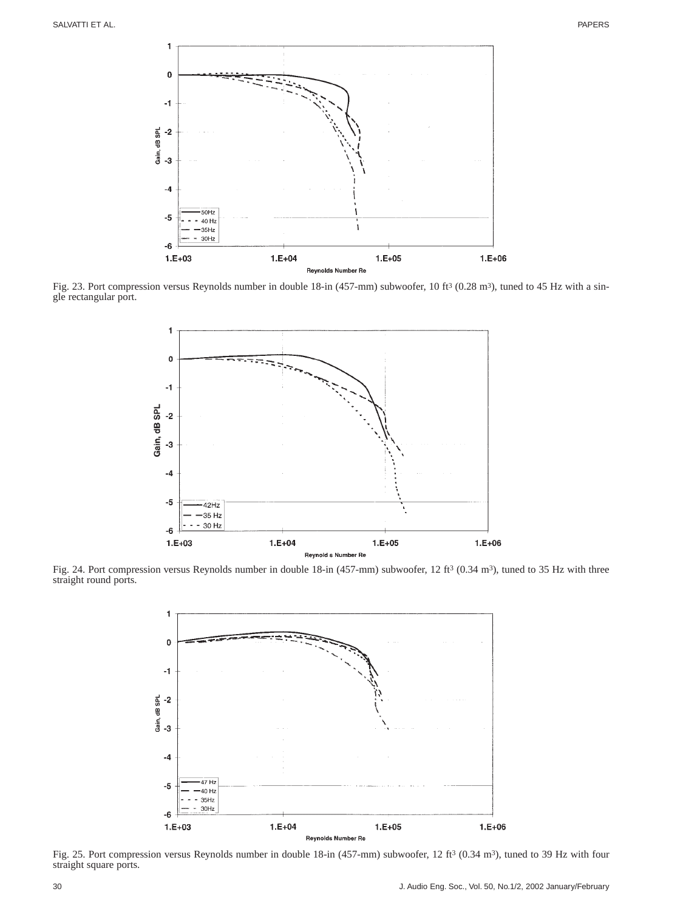1
0
-1
-2
-3
-4
-5
-6

Gain, dB SPL

1.E+03
1.E+04
1.E+05
1.E+06

Reynolds Number Re

50Hz
40 Hz
35Hz
30Hz

Fig. 23. Port compression versus Reynolds number in double 18-in (457-mm) subwoofer, 10 ft$^3$ (0.28 m$^3$), tuned to 45 Hz with a single rectangular port.

1
0
-1
-2
-3
-4
-5
-6

Gain, dB SPL

1.E+03
1.E+04
1.E+05
1.E+06

Reynold s Number Re

42Hz
35 Hz
30 Hz

Fig. 24. Port compression versus Reynolds number in double 18-in (457-mm) subwoofer, 12 ft$^3$ (0.34 m$^3$), tuned to 35 Hz with three straight round ports.

1
0
-1
-2
-3
-4
-5
-6

Gain, dB SPL

1.E+03
1.E+04
1.E+05
1.E+06

Reynolds Number Re

47 Hz
40 Hz
35Hz
30Hz

Fig. 25. Port compression versus Reynolds number in double 18-in (457-mm) subwoofer, 12 ft$^3$ (0.34 m$^3$), tuned to 39 Hz with four straight square ports.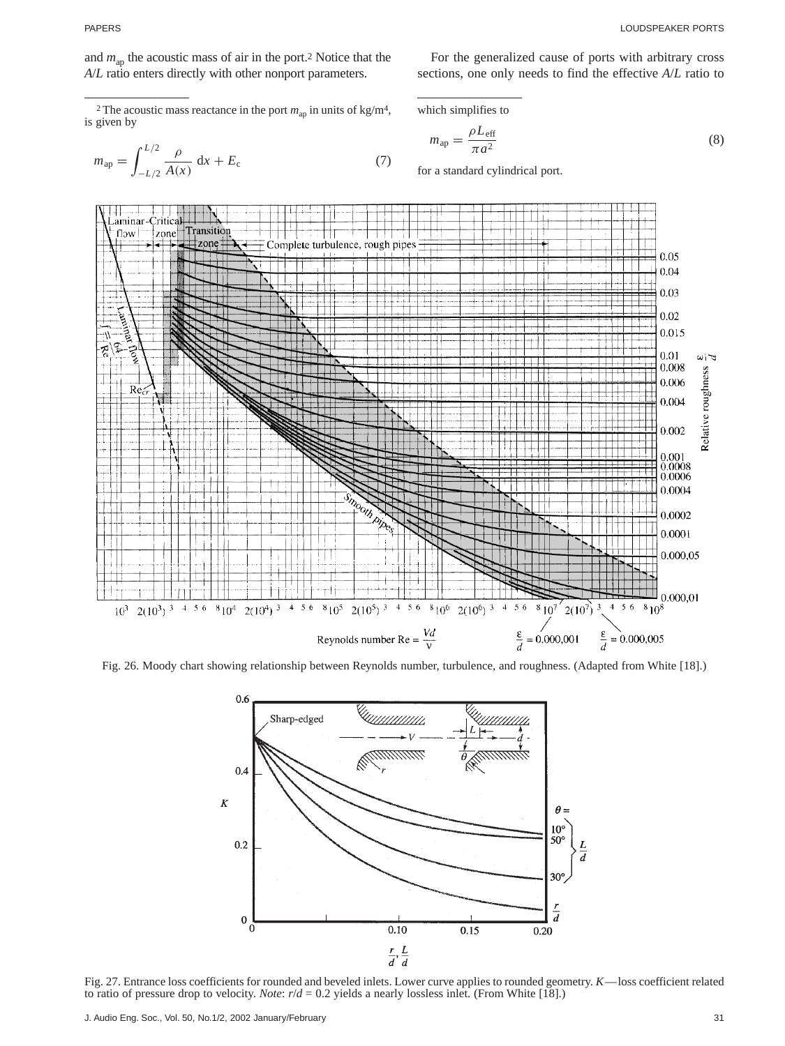and $m_{ap}$ the acoustic mass of air in the port.[2] Notice that the $A/L$ ratio enters directly with other nonport parameters.

For the generalized cause of ports with arbitrary cross sections, one only needs to find the effective $A/L$ ratio to

[2] The acoustic mass reactance in the port $m_{ap}$ in units of kg/m⁴, is given by

$$m_{ap} = \int_{-L/2}^{L/2} \frac{\rho}{A(x)}\, dx + E_c \tag{7}$$

which simplifies to

$$m_{ap} = \frac{\rho L_{eff}}{\pi a^2} \tag{8}$$

for a standard cylindrical port.

Laminar-Critical flow zone
Transition zone
Complete turbulence, rough pipes
Laminar flow $f = \frac{64}{Re}$
$Re_{cr}$
Smooth pipes
0.05
0.04
0.03
0.02
0.015
0.01
0.008
0.006
0.004
0.002
0.001
0.0008
0.0006
0.0004
0.0002
0.0001
0.000,05
0.000,01
Relative roughness $\frac{\varepsilon}{d}$
$10^3$ $2(10^3)$ 3 4 5 6 8 $10^4$ $2(10^4)$ 3 4 5 6 8 $10^5$ $2(10^5)$ 3 4 5 6 8 $10^6$ $2(10^6)$ 3 4 5 6 8 $10^7$ $2(10^7)$ 3 4 5 6 8 $10^8$
Reynolds number $Re = \frac{Vd}{\nu}$
$\frac{\varepsilon}{d} = 0.000,001$
$\frac{\varepsilon}{d} = 0.000,005$

Fig. 26. Moody chart showing relationship between Reynolds number, turbulence, and roughness. (Adapted from White [18].)

0.6
Sharp-edged
$V$
$L$
$d$
$\theta$
$r$
0.4
$K$
0.2
0
$\theta =$
10°
50°
30°
$\frac{L}{d}$
$\frac{r}{d}$
0
0.10
0.15
0.20
$\frac{r}{d}, \frac{L}{d}$

Fig. 27. Entrance loss coefficients for rounded and beveled inlets. Lower curve applies to rounded geometry. $K$—loss coefficient related to ratio of pressure drop to velocity. *Note*: $r/d = 0.2$ yields a nearly lossless inlet. (From White [18].)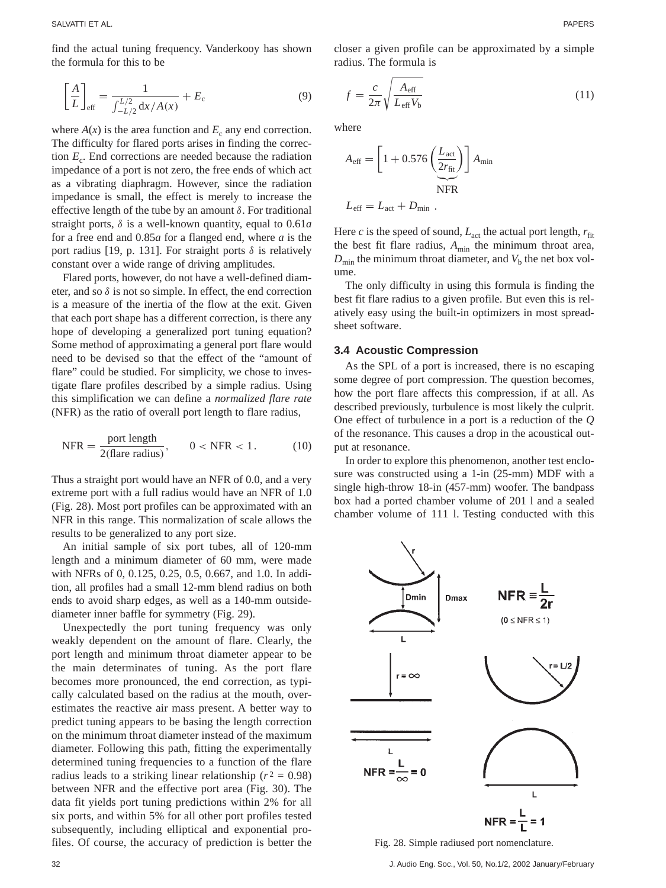find the actual tuning frequency. Vanderkooy has shown the formula for this to be

$$\left[\frac{A}{L}\right]_{\text{eff}} = \frac{1}{\int_{-L/2}^{L/2} \mathrm{d}x/A(x)} + E_{\text{c}} \tag{9}$$

where $A(x)$ is the area function and $E_c$ any end correction. The difficulty for flared ports arises in finding the correction $E_c$. End corrections are needed because the radiation impedance of a port is not zero, the free ends of which act as a vibrating diaphragm. However, since the radiation impedance is small, the effect is merely to increase the effective length of the tube by an amount $\delta$. For traditional straight ports, $\delta$ is a well-known quantity, equal to $0.61a$ for a free end and $0.85a$ for a flanged end, where $a$ is the port radius [19, p. 131]. For straight ports $\delta$ is relatively constant over a wide range of driving amplitudes.

Flared ports, however, do not have a well-defined diameter, and so $\delta$ is not so simple. In effect, the end correction is a measure of the inertia of the flow at the exit. Given that each port shape has a different correction, is there any hope of developing a generalized port tuning equation? Some method of approximating a general port flare would need to be devised so that the effect of the "amount of flare" could be studied. For simplicity, we chose to investigate flare profiles described by a simple radius. Using this simplification we can define a *normalized flare rate* (NFR) as the ratio of overall port length to flare radius,

$$\text{NFR} = \frac{\text{port length}}{2(\text{flare radius})}, \qquad 0 < \text{NFR} < 1. \tag{10}$$

Thus a straight port would have an NFR of 0.0, and a very extreme port with a full radius would have an NFR of 1.0 (Fig. 28). Most port profiles can be approximated with an NFR in this range. This normalization of scale allows the results to be generalized to any port size.

An initial sample of six port tubes, all of 120-mm length and a minimum diameter of 60 mm, were made with NFRs of 0, 0.125, 0.25, 0.5, 0.667, and 1.0. In addition, all profiles had a small 12-mm blend radius on both ends to avoid sharp edges, as well as a 140-mm outside-diameter inner baffle for symmetry (Fig. 29).

Unexpectedly the port tuning frequency was only weakly dependent on the amount of flare. Clearly, the port length and minimum throat diameter appear to be the main determinates of tuning. As the port flare becomes more pronounced, the end correction, as typically calculated based on the radius at the mouth, overestimates the reactive air mass present. A better way to predict tuning appears to be basing the length correction on the minimum throat diameter instead of the maximum diameter. Following this path, fitting the experimentally determined tuning frequencies to a function of the flare radius leads to a striking linear relationship ($r^2 = 0.98$) between NFR and the effective port area (Fig. 30). The data fit yields port tuning predictions within 2% for all six ports, and within 5% for all other port profiles tested subsequently, including elliptical and exponential profiles. Of course, the accuracy of prediction is better the closer a given profile can be approximated by a simple radius. The formula is

$$f = \frac{c}{2\pi}\sqrt{\frac{A_{\text{eff}}}{L_{\text{eff}} V_{\text{b}}}} \tag{11}$$

where

$$A_{\text{eff}} = \left[1 + 0.576 \underbrace{\left(\frac{L_{\text{act}}}{2r_{\text{fit}}}\right)}_{\text{NFR}}\right] A_{\min}$$

$$L_{\text{eff}} = L_{\text{act}} + D_{\min}\ .$$

Here $c$ is the speed of sound, $L_{\text{act}}$ the actual port length, $r_{\text{fit}}$ the best fit flare radius, $A_{\min}$ the minimum throat area, $D_{\min}$ the minimum throat diameter, and $V_b$ the net box volume.

The only difficulty in using this formula is finding the best fit flare radius to a given profile. But even this is relatively easy using the built-in optimizers in most spreadsheet software.

### 3.4 Acoustic Compression

As the SPL of a port is increased, there is no escaping some degree of port compression. The question becomes, how the port flare affects this compression, if at all. As described previously, turbulence is most likely the culprit. One effect of turbulence in a port is a reduction of the $Q$ of the resonance. This causes a drop in the acoustical output at resonance.

In order to explore this phenomenon, another test enclosure was constructed using a 1-in (25-mm) MDF with a single high-throw 18-in (457-mm) woofer. The bandpass box had a ported chamber volume of 201 l and a sealed chamber volume of 111 l. Testing conducted with this

r
Dmin
Dmax
L
NFR ≡ L/2r
(0 ≤ NFR ≤ 1)
r = ∞
r = L/2
L
NFR = L/∞ = 0
L
NFR = L/L = 1

Fig. 28. Simple radiused port nomenclature.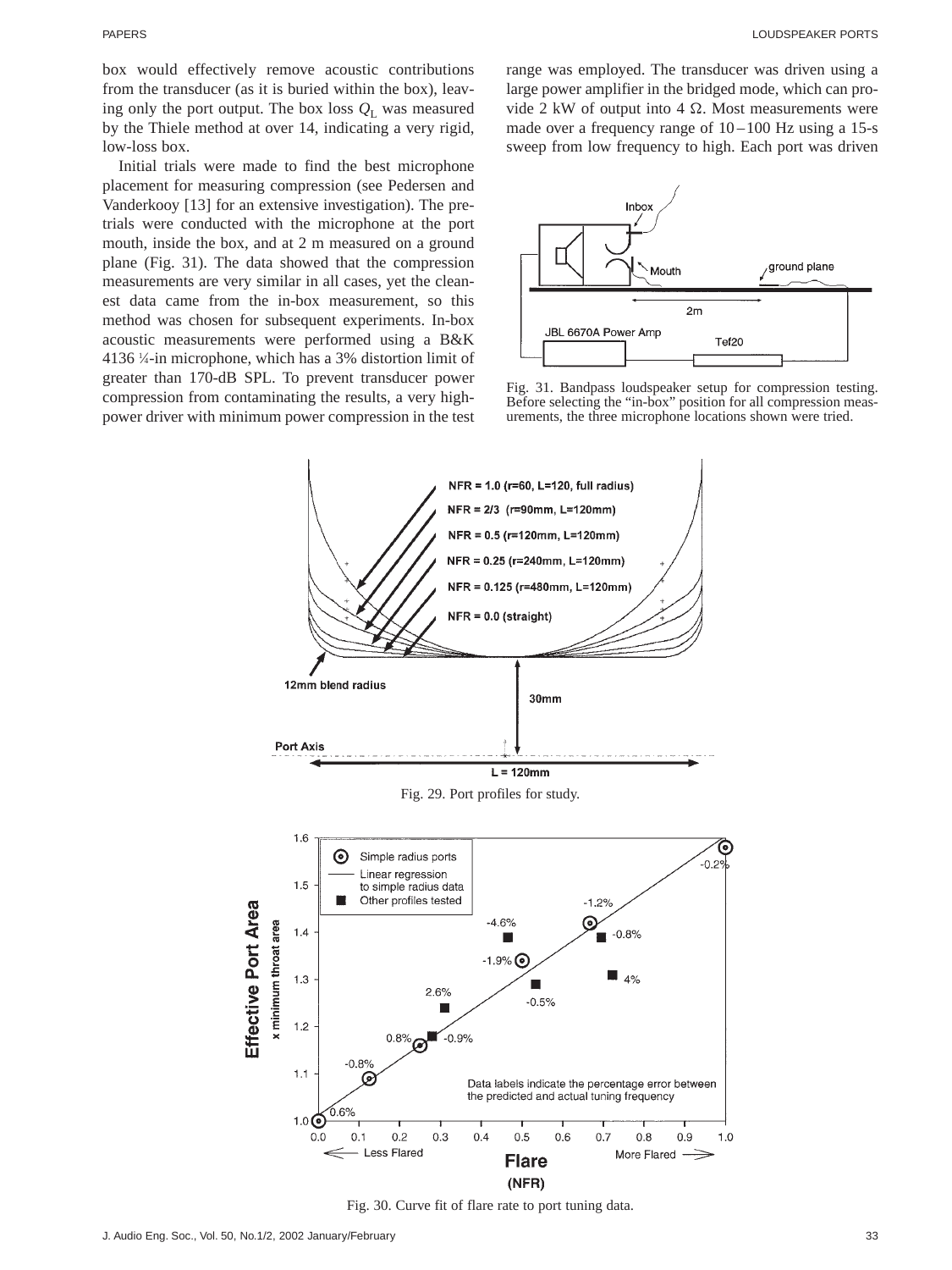box would effectively remove acoustic contributions from the transducer (as it is buried within the box), leaving only the port output. The box loss $Q_L$ was measured by the Thiele method at over 14, indicating a very rigid, low-loss box.

Initial trials were made to find the best microphone placement for measuring compression (see Pedersen and Vanderkooy [13] for an extensive investigation). The pretrials were conducted with the microphone at the port mouth, inside the box, and at 2 m measured on a ground plane (Fig. 31). The data showed that the compression measurements are very similar in all cases, yet the cleanest data came from the in-box measurement, so this method was chosen for subsequent experiments. In-box acoustic measurements were performed using a B&K 4136 ¼-in microphone, which has a 3% distortion limit of greater than 170-dB SPL. To prevent transducer power compression from contaminating the results, a very high-power driver with minimum power compression in the test range was employed. The transducer was driven using a large power amplifier in the bridged mode, which can provide 2 kW of output into 4 Ω. Most measurements were made over a frequency range of 10–100 Hz using a 15-s sweep from low frequency to high. Each port was driven

Inbox
Mouth
ground plane
2m
JBL 6670A Power Amp
Tef20

Fig. 31. Bandpass loudspeaker setup for compression testing. Before selecting the "in-box" position for all compression measurements, the three microphone locations shown were tried.

NFR = 1.0 (r=60, L=120, full radius)
NFR = 2/3 (r=90mm, L=120mm)
NFR = 0.5 (r=120mm, L=120mm)
NFR = 0.25 (r=240mm, L=120mm)
NFR = 0.125 (r=480mm, L=120mm)
NFR = 0.0 (straight)
12mm blend radius
30mm
Port Axis
L = 120mm

Fig. 29. Port profiles for study.

Simple radius ports
Linear regression to simple radius data
Other profiles tested
Effective Port Area
x minimum throat area
Data labels indicate the percentage error between the predicted and actual tuning frequency
0.6%
-0.8%
0.8%
-0.9%
2.6%
-1.9%
-0.5%
-4.6%
-1.2%
-0.8%
4%
-0.2%
1.0
1.1
1.2
1.3
1.4
1.5
1.6
0.0 0.1 0.2 0.3 0.4 0.5 0.6 0.7 0.8 0.9 1.0
Less Flared
More Flared
Flare
(NFR)

Fig. 30. Curve fit of flare rate to port tuning data.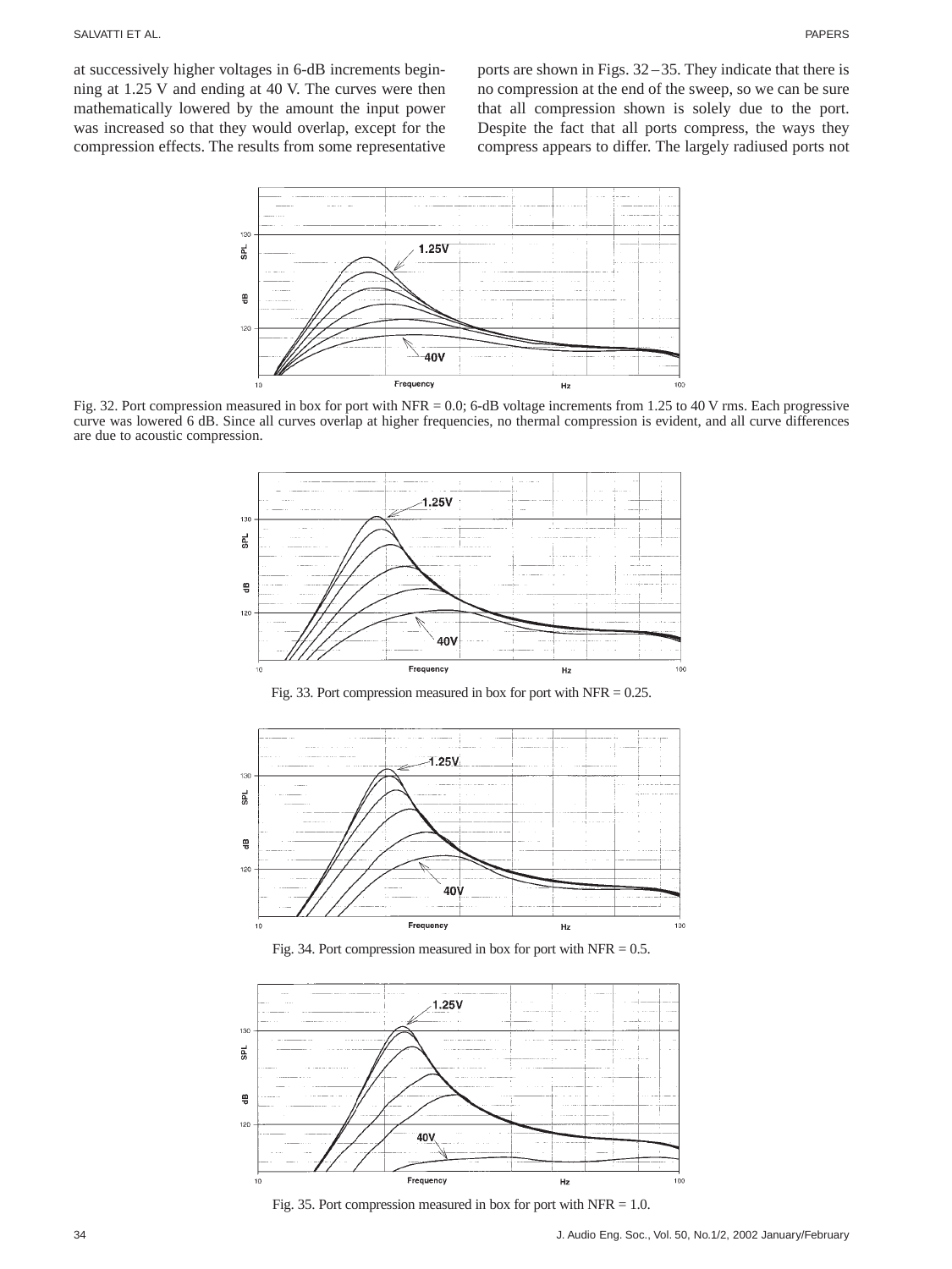at successively higher voltages in 6-dB increments beginning at 1.25 V and ending at 40 V. The curves were then mathematically lowered by the amount the input power was increased so that they would overlap, except for the compression effects. The results from some representative ports are shown in Figs. 32–35. They indicate that there is no compression at the end of the sweep, so we can be sure that all compression shown is solely due to the port. Despite the fact that all ports compress, the ways they compress appears to differ. The largely radiused ports not

130
120
SPL
dB
1.25V
40V
10
Frequency
Hz
100

Fig. 32. Port compression measured in box for port with NFR = 0.0; 6-dB voltage increments from 1.25 to 40 V rms. Each progressive curve was lowered 6 dB. Since all curves overlap at higher frequencies, no thermal compression is evident, and all curve differences are due to acoustic compression.

130
120
SPL
dB
1.25V
40V
10
Frequency
Hz
100

Fig. 33. Port compression measured in box for port with NFR = 0.25.

130
120
SPL
dB
1.25V
40V
10
Frequency
Hz
100

Fig. 34. Port compression measured in box for port with NFR = 0.5.

130
120
SPL
dB
1.25V
40V
10
Frequency
Hz
100

Fig. 35. Port compression measured in box for port with NFR = 1.0.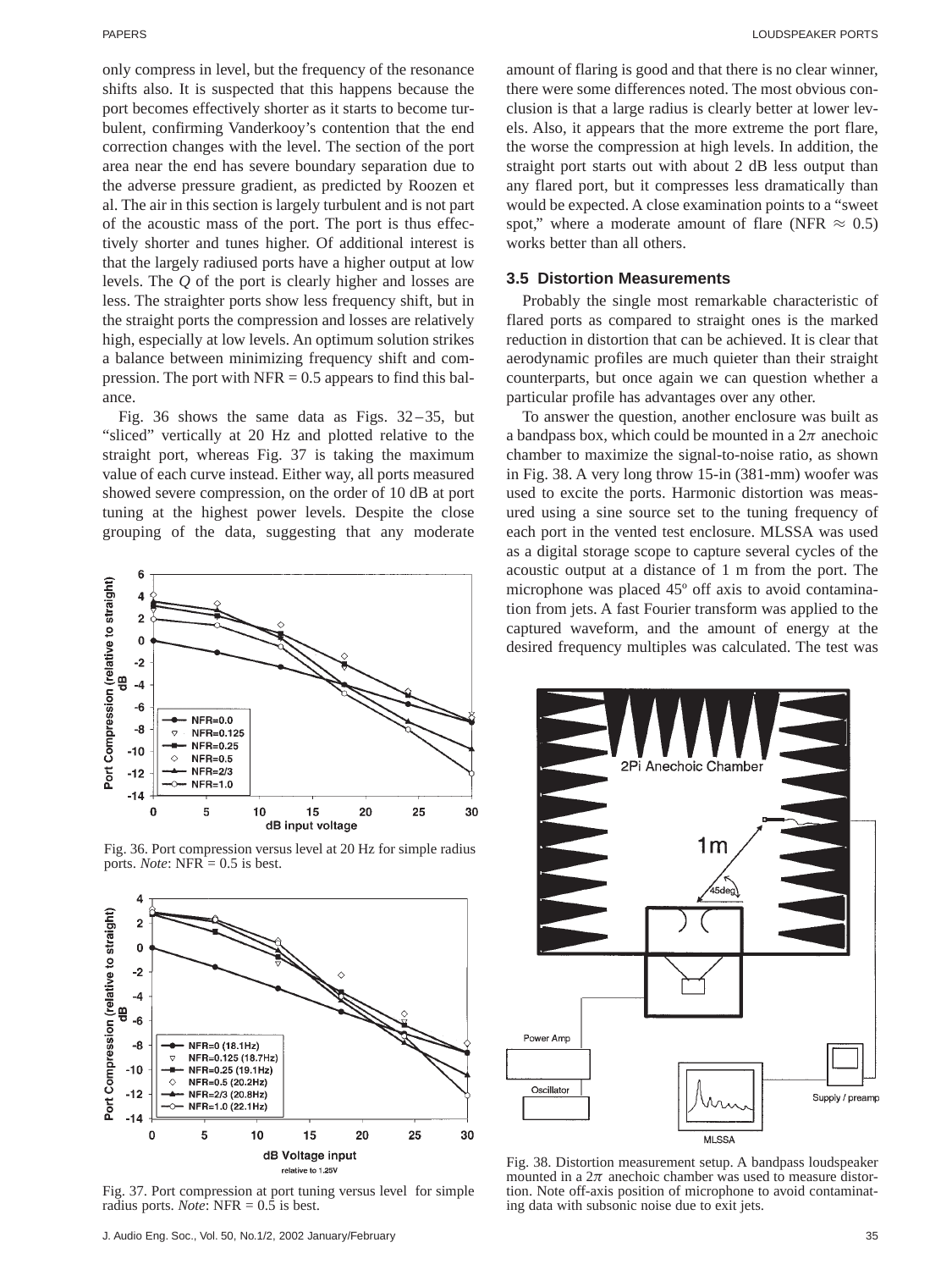only compress in level, but the frequency of the resonance shifts also. It is suspected that this happens because the port becomes effectively shorter as it starts to become turbulent, confirming Vanderkooy's contention that the end correction changes with the level. The section of the port area near the end has severe boundary separation due to the adverse pressure gradient, as predicted by Roozen et al. The air in this section is largely turbulent and is not part of the acoustic mass of the port. The port is thus effectively shorter and tunes higher. Of additional interest is that the largely radiused ports have a higher output at low levels. The *Q* of the port is clearly higher and losses are less. The straighter ports show less frequency shift, but in the straight ports the compression and losses are relatively high, especially at low levels. An optimum solution strikes a balance between minimizing frequency shift and compression. The port with NFR = 0.5 appears to find this balance.

Fig. 36 shows the same data as Figs. 32–35, but "sliced" vertically at 20 Hz and plotted relative to the straight port, whereas Fig. 37 is taking the maximum value of each curve instead. Either way, all ports measured showed severe compression, on the order of 10 dB at port tuning at the highest power levels. Despite the close grouping of the data, suggesting that any moderate amount of flaring is good and that there is no clear winner, there were some differences noted. The most obvious conclusion is that a large radius is clearly better at lower levels. Also, it appears that the more extreme the port flare, the worse the compression at high levels. In addition, the straight port starts out with about 2 dB less output than any flared port, but it compresses less dramatically than would be expected. A close examination points to a "sweet spot," where a moderate amount of flare (NFR $\approx$ 0.5) works better than all others.

Port Compression (relative to straight) dB
dB input voltage
NFR=0.0
NFR=0.125
NFR=0.25
NFR=0.5
NFR=2/3
NFR=1.0

Fig. 36. Port compression versus level at 20 Hz for simple radius ports. *Note*: NFR = 0.5 is best.

Port Compression (relative to straight) dB
dB Voltage input
relative to 1.25V
NFR=0 (18.1Hz)
NFR=0.125 (18.7Hz)
NFR=0.25 (19.1Hz)
NFR=0.5 (20.2Hz)
NFR=2/3 (20.8Hz)
NFR=1.0 (22.1Hz)

Fig. 37. Port compression at port tuning versus level for simple radius ports. *Note*: NFR = 0.5 is best.

### 3.5 Distortion Measurements

Probably the single most remarkable characteristic of flared ports as compared to straight ones is the marked reduction in distortion that can be achieved. It is clear that aerodynamic profiles are much quieter than their straight counterparts, but once again we can question whether a particular profile has advantages over any other.

To answer the question, another enclosure was built as a bandpass box, which could be mounted in a $2\pi$ anechoic chamber to maximize the signal-to-noise ratio, as shown in Fig. 38. A very long throw 15-in (381-mm) woofer was used to excite the ports. Harmonic distortion was measured using a sine source set to the tuning frequency of each port in the vented test enclosure. MLSSA was used as a digital storage scope to capture several cycles of the acoustic output at a distance of 1 m from the port. The microphone was placed 45º off axis to avoid contamination from jets. A fast Fourier transform was applied to the captured waveform, and the amount of energy at the desired frequency multiples was calculated. The test was

2Pi Anechoic Chamber
1m
45deg
Power Amp
Oscillator
Supply / preamp
MLSSA

Fig. 38. Distortion measurement setup. A bandpass loudspeaker mounted in a $2\pi$ anechoic chamber was used to measure distortion. Note off-axis position of microphone to avoid contaminating data with subsonic noise due to exit jets.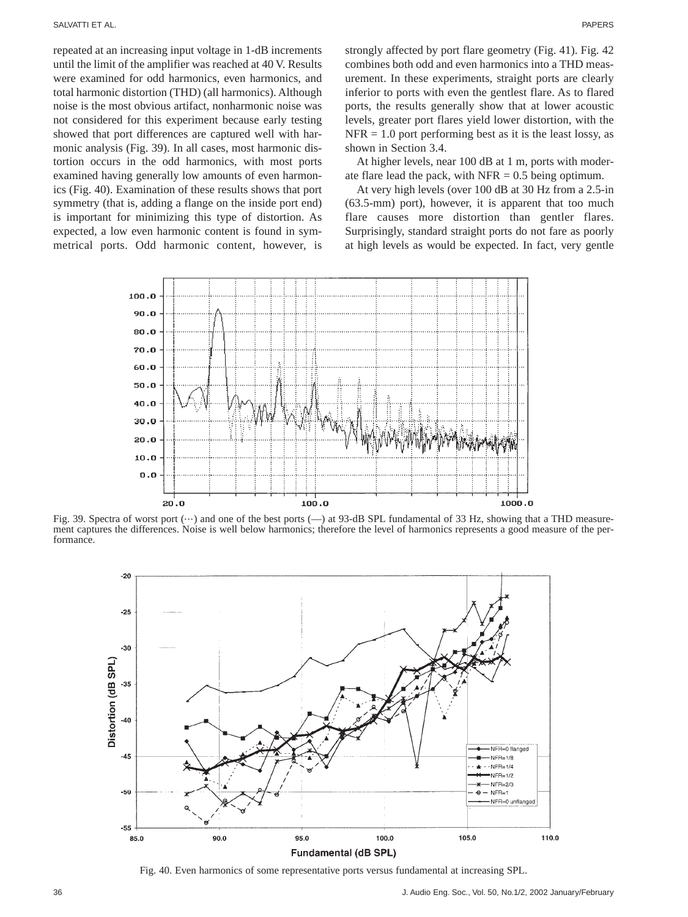repeated at an increasing input voltage in 1-dB increments until the limit of the amplifier was reached at 40 V. Results were examined for odd harmonics, even harmonics, and total harmonic distortion (THD) (all harmonics). Although noise is the most obvious artifact, nonharmonic noise was not considered for this experiment because early testing showed that port differences are captured well with harmonic analysis (Fig. 39). In all cases, most harmonic distortion occurs in the odd harmonics, with most ports examined having generally low amounts of even harmonics (Fig. 40). Examination of these results shows that port symmetry (that is, adding a flange on the inside port end) is important for minimizing this type of distortion. As expected, a low even harmonic content is found in symmetrical ports. Odd harmonic content, however, is strongly affected by port flare geometry (Fig. 41). Fig. 42 combines both odd and even harmonics into a THD measurement. In these experiments, straight ports are clearly inferior to ports with even the gentlest flare. As to flared ports, the results generally show that at lower acoustic levels, greater port flares yield lower distortion, with the NFR = 1.0 port performing best as it is the least lossy, as shown in Section 3.4.

At higher levels, near 100 dB at 1 m, ports with moderate flare lead the pack, with NFR = 0.5 being optimum.

At very high levels (over 100 dB at 30 Hz from a 2.5-in (63.5-mm) port), however, it is apparent that too much flare causes more distortion than gentler flares. Surprisingly, standard straight ports do not fare as poorly at high levels as would be expected. In fact, very gentle

100.0
90.0
80.0
70.0
60.0
50.0
40.0
30.0
20.0
10.0
0.0
20.0
100.0
1000.0

Fig. 39. Spectra of worst port (···) and one of the best ports (—) at 93-dB SPL fundamental of 33 Hz, showing that a THD measurement captures the differences. Noise is well below harmonics; therefore the level of harmonics represents a good measure of the performance.

Distortion (dB SPL)
-20
-25
-30
-35
-40
-45
-50
-55
85.0
90.0
95.0
100.0
105.0
110.0
Fundamental (dB SPL)
NFR=0 flanged
NFR=1/8
NFR=1/4
NFR=1/2
NFR=2/3
NFR=1
NFR=0 unflanged

Fig. 40. Even harmonics of some representative ports versus fundamental at increasing SPL.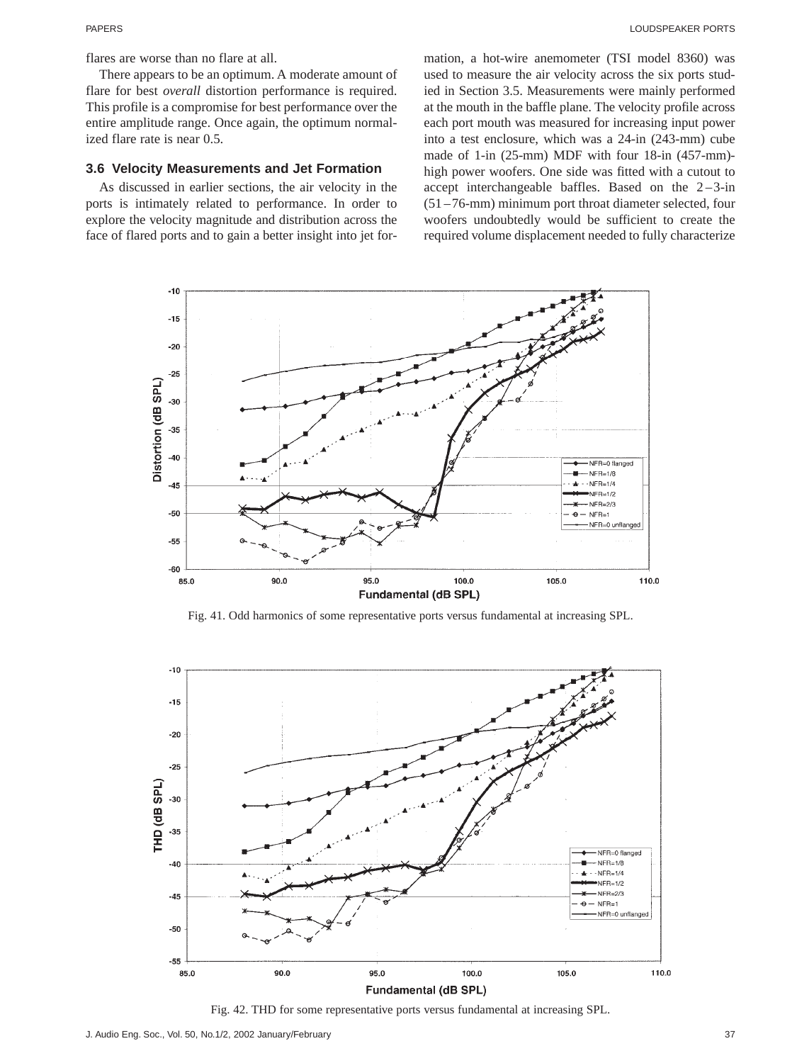flares are worse than no flare at all.

There appears to be an optimum. A moderate amount of flare for best *overall* distortion performance is required. This profile is a compromise for best performance over the entire amplitude range. Once again, the optimum normalized flare rate is near 0.5.

### 3.6 Velocity Measurements and Jet Formation

As discussed in earlier sections, the air velocity in the ports is intimately related to performance. In order to explore the velocity magnitude and distribution across the face of flared ports and to gain a better insight into jet formation, a hot-wire anemometer (TSI model 8360) was used to measure the air velocity across the six ports studied in Section 3.5. Measurements were mainly performed at the mouth in the baffle plane. The velocity profile across each port mouth was measured for increasing input power into a test enclosure, which was a 24-in (243-mm) cube made of 1-in (25-mm) MDF with four 18-in (457-mm)-high power woofers. One side was fitted with a cutout to accept interchangeable baffles. Based on the 2–3-in (51–76-mm) minimum port throat diameter selected, four woofers undoubtedly would be sufficient to create the required volume displacement needed to fully characterize

Distortion (dB SPL)
Fundamental (dB SPL)
-10
-15
-20
-25
-30
-35
-40
-45
-50
-55
-60
85.0
90.0
95.0
100.0
105.0
110.0
NFR=0 flanged
NFR=1/8
NFR=1/4
NFR=1/2
NFR=2/3
NFR=1
NFR=0 unflanged

Fig. 41. Odd harmonics of some representative ports versus fundamental at increasing SPL.

THD (dB SPL)
Fundamental (dB SPL)
-10
-15
-20
-25
-30
-35
-40
-45
-50
-55
85.0
90.0
95.0
100.0
105.0
110.0
NFR=0 flanged
NFR=1/8
NFR=1/4
NFR=1/2
NFR=2/3
NFR=1
NFR=0 unflanged

Fig. 42. THD for some representative ports versus fundamental at increasing SPL.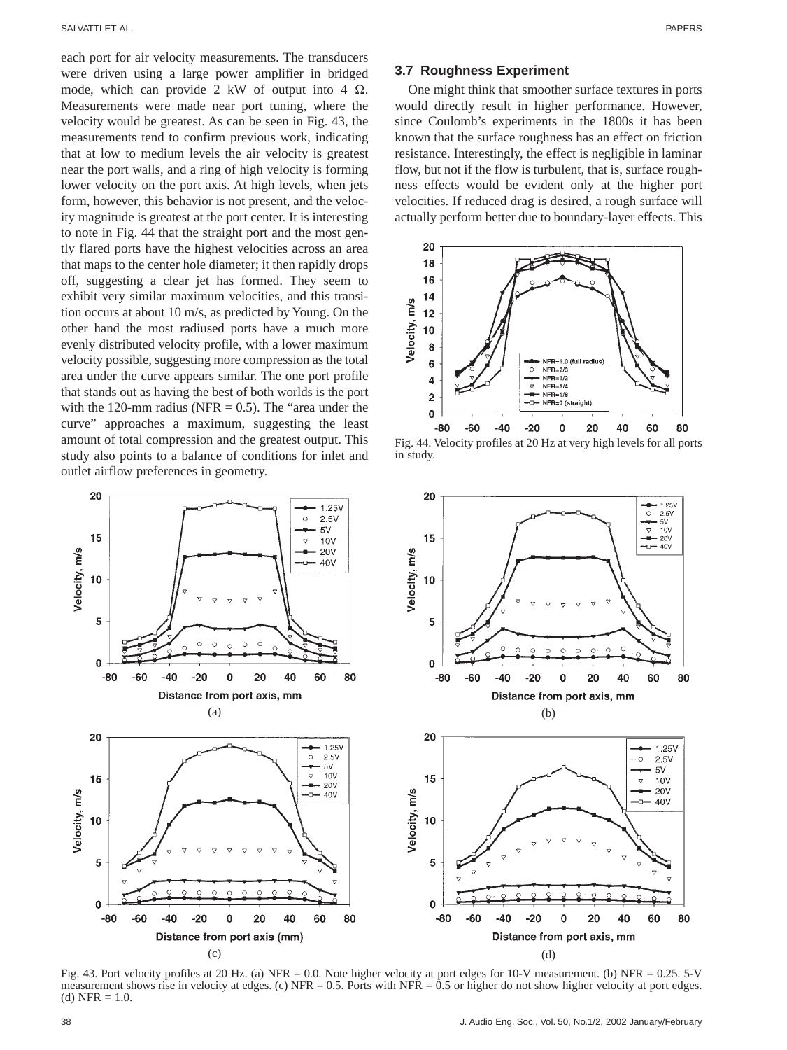each port for air velocity measurements. The transducers were driven using a large power amplifier in bridged mode, which can provide 2 kW of output into 4 Ω. Measurements were made near port tuning, where the velocity would be greatest. As can be seen in Fig. 43, the measurements tend to confirm previous work, indicating that at low to medium levels the air velocity is greatest near the port walls, and a ring of high velocity is forming lower velocity on the port axis. At high levels, when jets form, however, this behavior is not present, and the velocity magnitude is greatest at the port center. It is interesting to note in Fig. 44 that the straight port and the most gently flared ports have the highest velocities across an area that maps to the center hole diameter; it then rapidly drops off, suggesting a clear jet has formed. They seem to exhibit very similar maximum velocities, and this transition occurs at about 10 m/s, as predicted by Young. On the other hand the most radiused ports have a much more evenly distributed velocity profile, with a lower maximum velocity possible, suggesting more compression as the total area under the curve appears similar. The one port profile that stands out as having the best of both worlds is the port with the 120-mm radius (NFR = 0.5). The "area under the curve" approaches a maximum, suggesting the least amount of total compression and the greatest output. This study also points to a balance of conditions for inlet and outlet airflow preferences in geometry.

### 3.7 Roughness Experiment

One might think that smoother surface textures in ports would directly result in higher performance. However, since Coulomb's experiments in the 1800s it has been known that the surface roughness has an effect on friction resistance. Interestingly, the effect is negligible in laminar flow, but not if the flow is turbulent, that is, surface roughness effects would be evident only at the higher port velocities. If reduced drag is desired, a rough surface will actually perform better due to boundary-layer effects. This

Velocity, m/s
20
18
16
14
12
10
8
6
4
2
0
-80 -60 -40 -20 0 20 40 60 80
NFR=1.0 (full radius)
NFR=2/3
NFR=1/2
NFR=1/4
NFR=1/8
NFR=0 (straight)

Fig. 44. Velocity profiles at 20 Hz at very high levels for all ports in study.

(a)
Velocity, m/s
Distance from port axis, mm
1.25V
2.5V
5V
10V
20V
40V

(b)
Velocity, m/s
Distance from port axis, mm
1.25V
2.5V
5V
10V
20V
40V

(c)
Velocity, m/s
Distance from port axis (mm)
1.25V
2.5V
5V
10V
20V
40V

(d)
Velocity, m/s
Distance from port axis, mm
1.25V
2.5V
5V
10V
20V
40V

Fig. 43. Port velocity profiles at 20 Hz. (a) NFR = 0.0. Note higher velocity at port edges for 10-V measurement. (b) NFR = 0.25. 5-V measurement shows rise in velocity at edges. (c) NFR = 0.5. Ports with NFR = 0.5 or higher do not show higher velocity at port edges. (d) NFR = 1.0.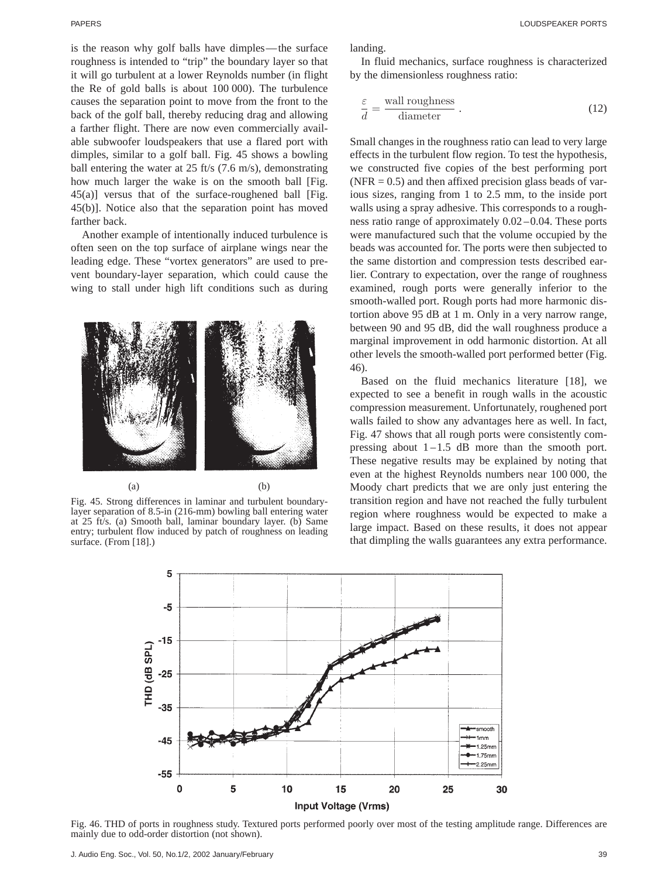is the reason why golf balls have dimples—the surface roughness is intended to "trip" the boundary layer so that it will go turbulent at a lower Reynolds number (in flight the Re of gold balls is about 100 000). The turbulence causes the separation point to move from the front to the back of the golf ball, thereby reducing drag and allowing a farther flight. There are now even commercially available subwoofer loudspeakers that use a flared port with dimples, similar to a golf ball. Fig. 45 shows a bowling ball entering the water at 25 ft/s (7.6 m/s), demonstrating how much larger the wake is on the smooth ball [Fig. 45(a)] versus that of the surface-roughened ball [Fig. 45(b)]. Notice also that the separation point has moved farther back.

Another example of intentionally induced turbulence is often seen on the top surface of airplane wings near the leading edge. These "vortex generators" are used to prevent boundary-layer separation, which could cause the wing to stall under high lift conditions such as during landing.

(a) (b)

Fig. 45. Strong differences in laminar and turbulent boundary-layer separation of 8.5-in (216-mm) bowling ball entering water at 25 ft/s. (a) Smooth ball, laminar boundary layer. (b) Same entry; turbulent flow induced by patch of roughness on leading surface. (From [18].)

In fluid mechanics, surface roughness is characterized by the dimensionless roughness ratio:

$$\frac{\varepsilon}{d} = \frac{\text{wall roughness}}{\text{diameter}} \; . \tag{12}$$

Small changes in the roughness ratio can lead to very large effects in the turbulent flow region. To test the hypothesis, we constructed five copies of the best performing port (NFR = 0.5) and then affixed precision glass beads of various sizes, ranging from 1 to 2.5 mm, to the inside port walls using a spray adhesive. This corresponds to a roughness ratio range of approximately 0.02–0.04. These ports were manufactured such that the volume occupied by the beads was accounted for. The ports were then subjected to the same distortion and compression tests described earlier. Contrary to expectation, over the range of roughness examined, rough ports were generally inferior to the smooth-walled port. Rough ports had more harmonic distortion above 95 dB at 1 m. Only in a very narrow range, between 90 and 95 dB, did the wall roughness produce a marginal improvement in odd harmonic distortion. At all other levels the smooth-walled port performed better (Fig. 46).

Based on the fluid mechanics literature [18], we expected to see a benefit in rough walls in the acoustic compression measurement. Unfortunately, roughened port walls failed to show any advantages here as well. In fact, Fig. 47 shows that all rough ports were consistently compressing about 1–1.5 dB more than the smooth port. These negative results may be explained by noting that even at the highest Reynolds numbers near 100 000, the Moody chart predicts that we are only just entering the transition region and have not reached the fully turbulent region where roughness would be expected to make a large impact. Based on these results, it does not appear that dimpling the walls guarantees any extra performance.

THD (dB SPL)
5
-5
-15
-25
-35
-45
-55
0 5 10 15 20 25 30
Input Voltage (Vrms)
smooth
1mm
1.25mm
1.75mm
2.25mm

Fig. 46. THD of ports in roughness study. Textured ports performed poorly over most of the testing amplitude range. Differences are mainly due to odd-order distortion (not shown).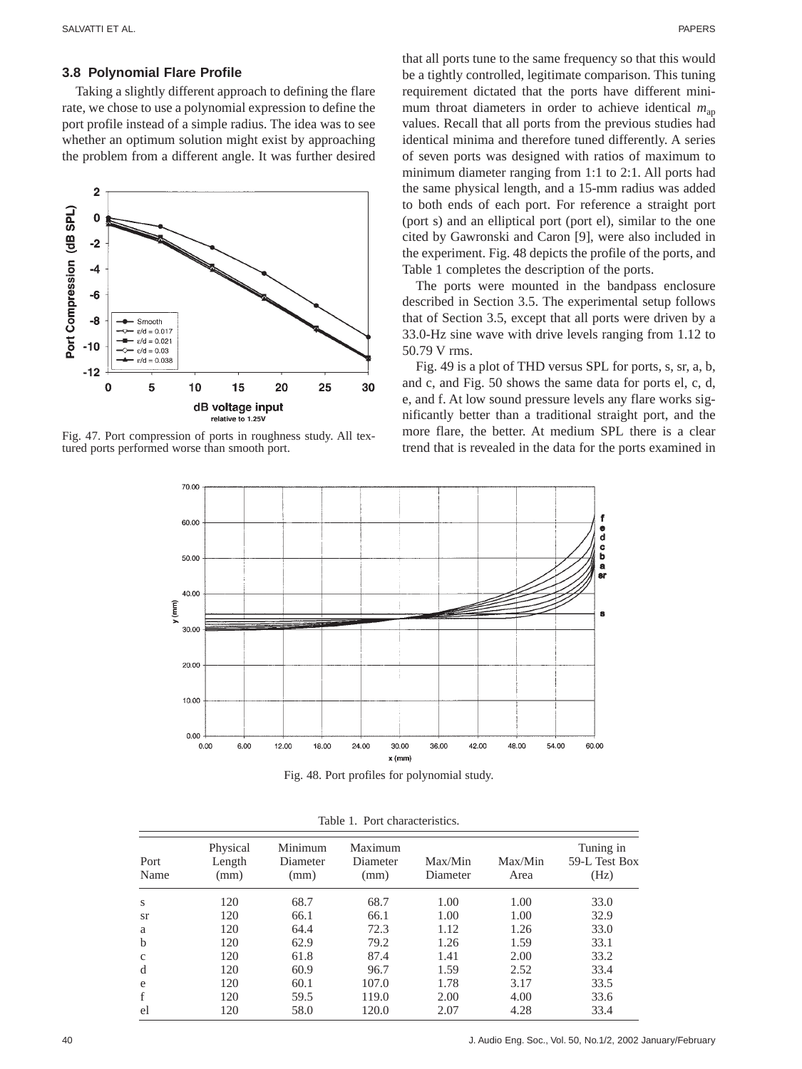### 3.8 Polynomial Flare Profile

Taking a slightly different approach to defining the flare rate, we chose to use a polynomial expression to define the port profile instead of a simple radius. The idea was to see whether an optimum solution might exist by approaching the problem from a different angle. It was further desired that all ports tune to the same frequency so that this would be a tightly controlled, legitimate comparison. This tuning requirement dictated that the ports have different minimum throat diameters in order to achieve identical $m_{ap}$ values. Recall that all ports from the previous studies had identical minima and therefore tuned differently. A series of seven ports was designed with ratios of maximum to minimum diameter ranging from 1:1 to 2:1. All ports had the same physical length, and a 15-mm radius was added to both ends of each port. For reference a straight port (port s) and an elliptical port (port el), similar to the one cited by Gawronski and Caron [9], were also included in the experiment. Fig. 48 depicts the profile of the ports, and Table 1 completes the description of the ports.

The ports were mounted in the bandpass enclosure described in Section 3.5. The experimental setup follows that of Section 3.5, except that all ports were driven by a 33.0-Hz sine wave with drive levels ranging from 1.12 to 50.79 V rms.

Fig. 49 is a plot of THD versus SPL for ports, s, sr, a, b, and c, and Fig. 50 shows the same data for ports el, c, d, e, and f. At low sound pressure levels any flare works significantly better than a traditional straight port, and the more flare, the better. At medium SPL there is a clear trend that is revealed in the data for the ports examined in

Port Compression (dB SPL)
2
0
-2
-4
-6
-8
-10
-12
0 5 10 15 20 25 30
dB voltage input
relative to 1.25V
Smooth
ε/d = 0.017
ε/d = 0.021
ε/d = 0.03
ε/d = 0.038

Fig. 47. Port compression of ports in roughness study. All textured ports performed worse than smooth port.

y (mm)
70.00
60.00
50.00
40.00
30.00
20.00
10.00
0.00
0.00 6.00 12.00 18.00 24.00 30.00 36.00 42.00 48.00 54.00 60.00
x (mm)
f
e
d
c
b
a
sr
s

Fig. 48. Port profiles for polynomial study.

Table 1. Port characteristics.

| Port Name | Physical Length (mm) | Minimum Diameter (mm) | Maximum Diameter (mm) | Max/Min Diameter | Max/Min Area | Tuning in 59-L Test Box (Hz) |
|---|---|---|---|---|---|---|
| s | 120 | 68.7 | 68.7 | 1.00 | 1.00 | 33.0 |
| sr | 120 | 66.1 | 66.1 | 1.00 | 1.00 | 32.9 |
| a | 120 | 64.4 | 72.3 | 1.12 | 1.26 | 33.0 |
| b | 120 | 62.9 | 79.2 | 1.26 | 1.59 | 33.1 |
| c | 120 | 61.8 | 87.4 | 1.41 | 2.00 | 33.2 |
| d | 120 | 60.9 | 96.7 | 1.59 | 2.52 | 33.4 |
| e | 120 | 60.1 | 107.0 | 1.78 | 3.17 | 33.5 |
| f | 120 | 59.5 | 119.0 | 2.00 | 4.00 | 33.6 |
| el | 120 | 58.0 | 120.0 | 2.07 | 4.28 | 33.4 |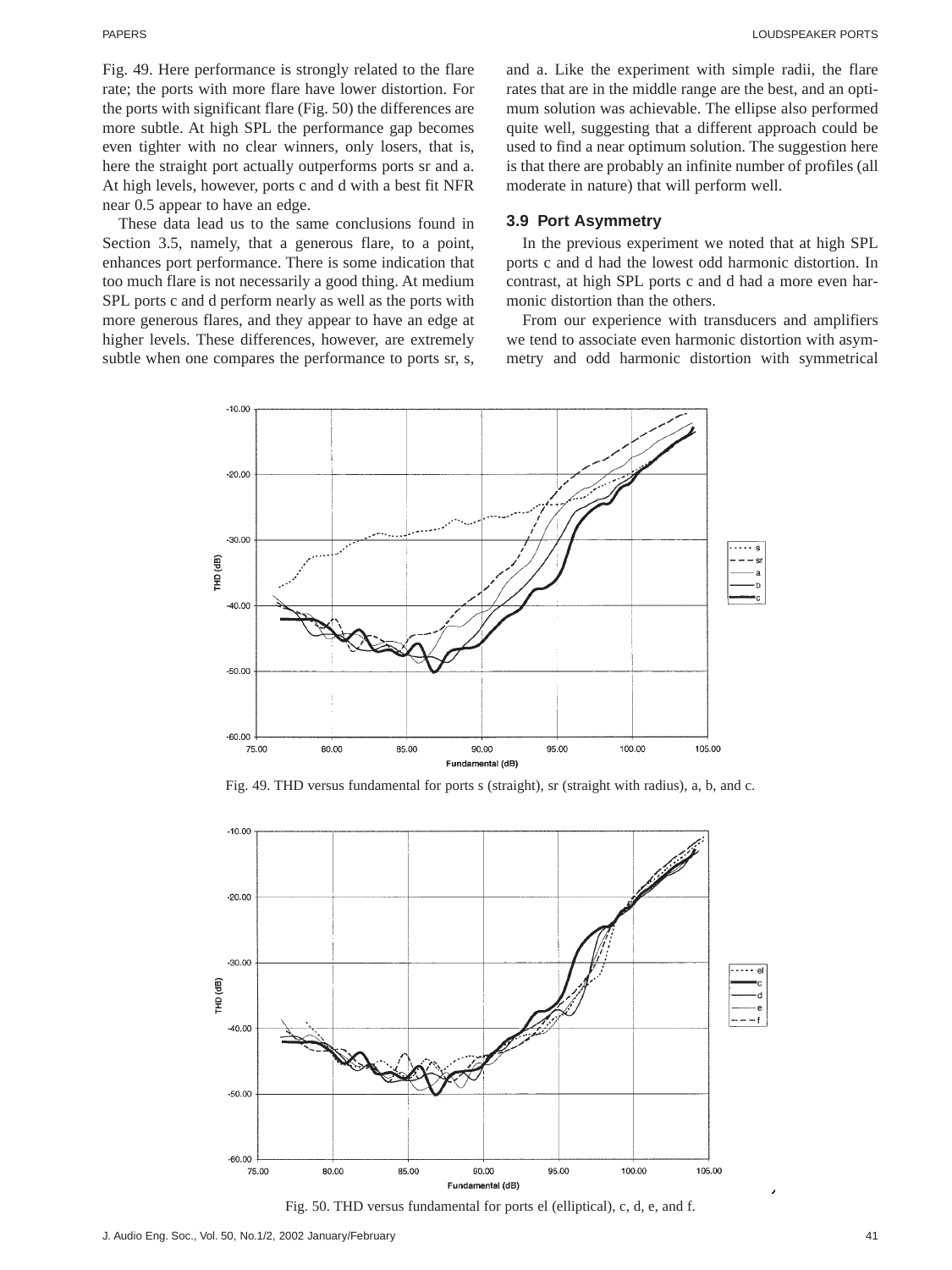Fig. 49. Here performance is strongly related to the flare rate; the ports with more flare have lower distortion. For the ports with significant flare (Fig. 50) the differences are more subtle. At high SPL the performance gap becomes even tighter with no clear winners, only losers, that is, here the straight port actually outperforms ports sr and a. At high levels, however, ports c and d with a best fit NFR near 0.5 appear to have an edge.

These data lead us to the same conclusions found in Section 3.5, namely, that a generous flare, to a point, enhances port performance. There is some indication that too much flare is not necessarily a good thing. At medium SPL ports c and d perform nearly as well as the ports with more generous flares, and they appear to have an edge at higher levels. These differences, however, are extremely subtle when one compares the performance to ports sr, s, and a. Like the experiment with simple radii, the flare rates that are in the middle range are the best, and an optimum solution was achievable. The ellipse also performed quite well, suggesting that a different approach could be used to find a near optimum solution. The suggestion here is that there are probably an infinite number of profiles (all moderate in nature) that will perform well.

### 3.9 Port Asymmetry

In the previous experiment we noted that at high SPL ports c and d had the lowest odd harmonic distortion. In contrast, at high SPL ports c and d had a more even harmonic distortion than the others.

From our experience with transducers and amplifiers we tend to associate even harmonic distortion with asymmetry and odd harmonic distortion with symmetrical

Fig. 49. THD versus fundamental for ports s (straight), sr (straight with radius), a, b, and c.

Fig. 50. THD versus fundamental for ports el (elliptical), c, d, e, and f.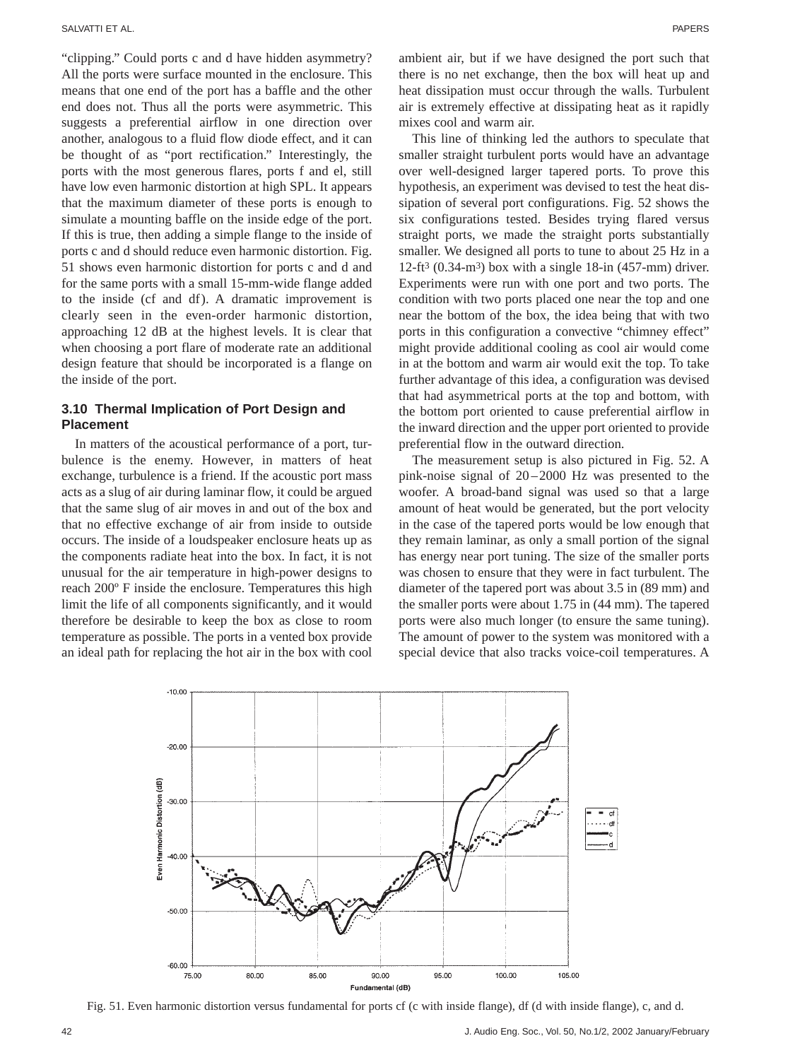"clipping." Could ports c and d have hidden asymmetry? All the ports were surface mounted in the enclosure. This means that one end of the port has a baffle and the other end does not. Thus all the ports were asymmetric. This suggests a preferential airflow in one direction over another, analogous to a fluid flow diode effect, and it can be thought of as "port rectification." Interestingly, the ports with the most generous flares, ports f and el, still have low even harmonic distortion at high SPL. It appears that the maximum diameter of these ports is enough to simulate a mounting baffle on the inside edge of the port. If this is true, then adding a simple flange to the inside of ports c and d should reduce even harmonic distortion. Fig. 51 shows even harmonic distortion for ports c and d and for the same ports with a small 15-mm-wide flange added to the inside (cf and df). A dramatic improvement is clearly seen in the even-order harmonic distortion, approaching 12 dB at the highest levels. It is clear that when choosing a port flare of moderate rate an additional design feature that should be incorporated is a flange on the inside of the port.

### 3.10 Thermal Implication of Port Design and Placement

In matters of the acoustical performance of a port, turbulence is the enemy. However, in matters of heat exchange, turbulence is a friend. If the acoustic port mass acts as a slug of air during laminar flow, it could be argued that the same slug of air moves in and out of the box and that no effective exchange of air from inside to outside occurs. The inside of a loudspeaker enclosure heats up as the components radiate heat into the box. In fact, it is not unusual for the air temperature in high-power designs to reach 200º F inside the enclosure. Temperatures this high limit the life of all components significantly, and it would therefore be desirable to keep the box as close to room temperature as possible. The ports in a vented box provide an ideal path for replacing the hot air in the box with cool ambient air, but if we have designed the port such that there is no net exchange, then the box will heat up and heat dissipation must occur through the walls. Turbulent air is extremely effective at dissipating heat as it rapidly mixes cool and warm air.

This line of thinking led the authors to speculate that smaller straight turbulent ports would have an advantage over well-designed larger tapered ports. To prove this hypothesis, an experiment was devised to test the heat dissipation of several port configurations. Fig. 52 shows the six configurations tested. Besides trying flared versus straight ports, we made the straight ports substantially smaller. We designed all ports to tune to about 25 Hz in a 12-ft³ (0.34-m³) box with a single 18-in (457-mm) driver. Experiments were run with one port and two ports. The condition with two ports placed one near the top and one near the bottom of the box, the idea being that with two ports in this configuration a convective "chimney effect" might provide additional cooling as cool air would come in at the bottom and warm air would exit the top. To take further advantage of this idea, a configuration was devised that had asymmetrical ports at the top and bottom, with the bottom port oriented to cause preferential airflow in the inward direction and the upper port oriented to provide preferential flow in the outward direction.

The measurement setup is also pictured in Fig. 52. A pink-noise signal of 20–2000 Hz was presented to the woofer. A broad-band signal was used so that a large amount of heat would be generated, but the port velocity in the case of the tapered ports would be low enough that they remain laminar, as only a small portion of the signal has energy near port tuning. The size of the smaller ports was chosen to ensure that they were in fact turbulent. The diameter of the tapered port was about 3.5 in (89 mm) and the smaller ports were about 1.75 in (44 mm). The tapered ports were also much longer (to ensure the same tuning). The amount of power to the system was monitored with a special device that also tracks voice-coil temperatures. A

Even Harmonic Distortion (dB)
-10.00
-20.00
-30.00
-40.00
-50.00
-60.00
75.00 80.00 85.00 90.00 95.00 100.00 105.00
Fundamental (dB)
cf
df
c
d

Fig. 51. Even harmonic distortion versus fundamental for ports cf (c with inside flange), df (d with inside flange), c, and d.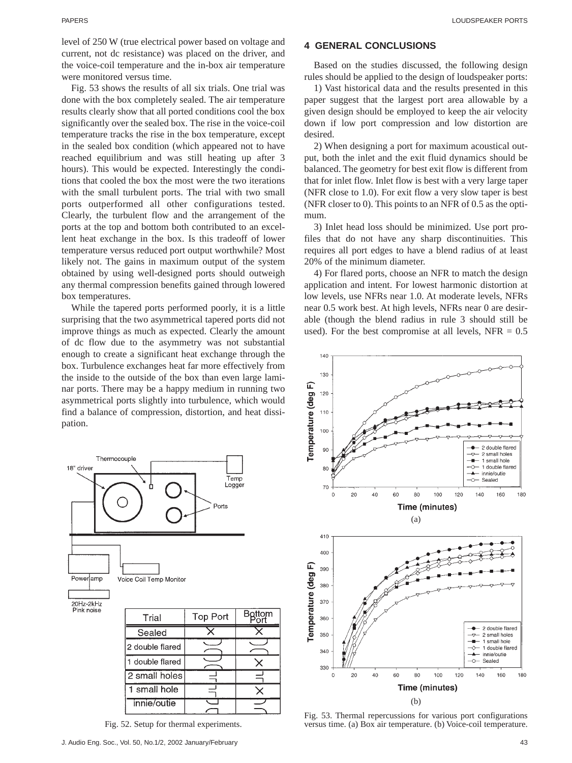level of 250 W (true electrical power based on voltage and current, not dc resistance) was placed on the driver, and the voice-coil temperature and the in-box air temperature were monitored versus time.

Fig. 53 shows the results of all six trials. One trial was done with the box completely sealed. The air temperature results clearly show that all ported conditions cool the box significantly over the sealed box. The rise in the voice-coil temperature tracks the rise in the box temperature, except in the sealed box condition (which appeared not to have reached equilibrium and was still heating up after 3 hours). This would be expected. Interestingly the conditions that cooled the box the most were the two iterations with the small turbulent ports. The trial with two small ports outperformed all other configurations tested. Clearly, the turbulent flow and the arrangement of the ports at the top and bottom both contributed to an excellent heat exchange in the box. Is this tradeoff of lower temperature versus reduced port output worthwhile? Most likely not. The gains in maximum output of the system obtained by using well-designed ports should outweigh any thermal compression benefits gained through lowered box temperatures.

While the tapered ports performed poorly, it is a little surprising that the two asymmetrical tapered ports did not improve things as much as expected. Clearly the amount of dc flow due to the asymmetry was not substantial enough to create a significant heat exchange through the box. Turbulence exchanges heat far more effectively from the inside to the outside of the box than even large laminar ports. There may be a happy medium in running two asymmetrical ports slightly into turbulence, which would find a balance of compression, distortion, and heat dissipation.

Thermocouple
18" driver
Temp Logger
Ports
Power amp
Voice Coil Temp Monitor
20Hz-2kHz Pink noise

| Trial | Top Port | Bottom Port |
|---|---|---|
| Sealed | X | X |
| 2 double flared | | |
| 1 double flared | | X |
| 2 small holes | | |
| 1 small hole | | X |
| innie/outie | | |

Fig. 52. Setup for thermal experiments.

## 4 GENERAL CONCLUSIONS

Based on the studies discussed, the following design rules should be applied to the design of loudspeaker ports:

1) Vast historical data and the results presented in this paper suggest that the largest port area allowable by a given design should be employed to keep the air velocity down if low port compression and low distortion are desired.

2) When designing a port for maximum acoustical output, both the inlet and the exit fluid dynamics should be balanced. The geometry for best exit flow is different from that for inlet flow. Inlet flow is best with a very large taper (NFR close to 1.0). For exit flow a very slow taper is best (NFR closer to 0). This points to an NFR of 0.5 as the optimum.

3) Inlet head loss should be minimized. Use port profiles that do not have any sharp discontinuities. This requires all port edges to have a blend radius of at least 20% of the minimum diameter.

4) For flared ports, choose an NFR to match the design application and intent. For lowest harmonic distortion at low levels, use NFRs near 1.0. At moderate levels, NFRs near 0.5 work best. At high levels, NFRs near 0 are desirable (though the blend radius in rule 3 should still be used). For the best compromise at all levels, NFR = 0.5

Temperature (deg F)
140
130
120
110
100
90
80
70
0 20 40 60 80 100 120 140 160 180
Time (minutes)
2 double flared
2 small holes
1 small hole
1 double flared
innie/outie
Sealed
(a)

Temperature (deg F)
410
400
390
380
370
360
350
340
330
0 20 40 60 80 100 120 140 160 180
Time (minutes)
2 double flared
2 small holes
1 small hole
1 double flared
innie/outie
Sealed
(b)

Fig. 53. Thermal repercussions for various port configurations versus time. (a) Box air temperature. (b) Voice-coil temperature.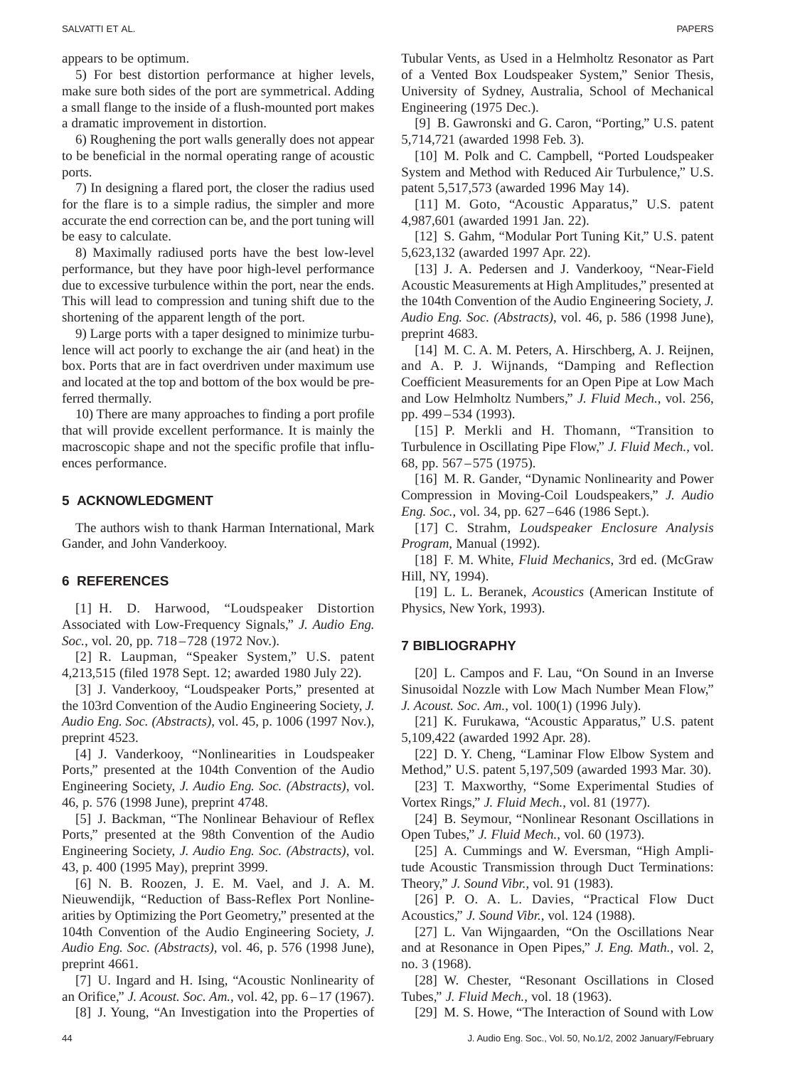appears to be optimum.

5) For best distortion performance at higher levels, make sure both sides of the port are symmetrical. Adding a small flange to the inside of a flush-mounted port makes a dramatic improvement in distortion.

6) Roughening the port walls generally does not appear to be beneficial in the normal operating range of acoustic ports.

7) In designing a flared port, the closer the radius used for the flare is to a simple radius, the simpler and more accurate the end correction can be, and the port tuning will be easy to calculate.

8) Maximally radiused ports have the best low-level performance, but they have poor high-level performance due to excessive turbulence within the port, near the ends. This will lead to compression and tuning shift due to the shortening of the apparent length of the port.

9) Large ports with a taper designed to minimize turbulence will act poorly to exchange the air (and heat) in the box. Ports that are in fact overdriven under maximum use and located at the top and bottom of the box would be preferred thermally.

10) There are many approaches to finding a port profile that will provide excellent performance. It is mainly the macroscopic shape and not the specific profile that influences performance.

## 5 ACKNOWLEDGMENT

The authors wish to thank Harman International, Mark Gander, and John Vanderkooy.

## 6 REFERENCES

[1] H. D. Harwood, "Loudspeaker Distortion Associated with Low-Frequency Signals," *J. Audio Eng. Soc.*, vol. 20, pp. 718–728 (1972 Nov.).

[2] R. Laupman, "Speaker System," U.S. patent 4,213,515 (filed 1978 Sept. 12; awarded 1980 July 22).

[3] J. Vanderkooy, "Loudspeaker Ports," presented at the 103rd Convention of the Audio Engineering Society, *J. Audio Eng. Soc. (Abstracts)*, vol. 45, p. 1006 (1997 Nov.), preprint 4523.

[4] J. Vanderkooy, "Nonlinearities in Loudspeaker Ports," presented at the 104th Convention of the Audio Engineering Society, *J. Audio Eng. Soc. (Abstracts)*, vol. 46, p. 576 (1998 June), preprint 4748.

[5] J. Backman, "The Nonlinear Behaviour of Reflex Ports," presented at the 98th Convention of the Audio Engineering Society, *J. Audio Eng. Soc. (Abstracts)*, vol. 43, p. 400 (1995 May), preprint 3999.

[6] N. B. Roozen, J. E. M. Vael, and J. A. M. Nieuwendijk, "Reduction of Bass-Reflex Port Nonlinearities by Optimizing the Port Geometry," presented at the 104th Convention of the Audio Engineering Society, *J. Audio Eng. Soc. (Abstracts)*, vol. 46, p. 576 (1998 June), preprint 4661.

[7] U. Ingard and H. Ising, "Acoustic Nonlinearity of an Orifice," *J. Acoust. Soc. Am.*, vol. 42, pp. 6–17 (1967).

[8] J. Young, "An Investigation into the Properties of Tubular Vents, as Used in a Helmholtz Resonator as Part of a Vented Box Loudspeaker System," Senior Thesis, University of Sydney, Australia, School of Mechanical Engineering (1975 Dec.).

[9] B. Gawronski and G. Caron, "Porting," U.S. patent 5,714,721 (awarded 1998 Feb. 3).

[10] M. Polk and C. Campbell, "Ported Loudspeaker System and Method with Reduced Air Turbulence," U.S. patent 5,517,573 (awarded 1996 May 14).

[11] M. Goto, "Acoustic Apparatus," U.S. patent 4,987,601 (awarded 1991 Jan. 22).

[12] S. Gahm, "Modular Port Tuning Kit," U.S. patent 5,623,132 (awarded 1997 Apr. 22).

[13] J. A. Pedersen and J. Vanderkooy, "Near-Field Acoustic Measurements at High Amplitudes," presented at the 104th Convention of the Audio Engineering Society, *J. Audio Eng. Soc. (Abstracts)*, vol. 46, p. 586 (1998 June), preprint 4683.

[14] M. C. A. M. Peters, A. Hirschberg, A. J. Reijnen, and A. P. J. Wijnands, "Damping and Reflection Coefficient Measurements for an Open Pipe at Low Mach and Low Helmholtz Numbers," *J. Fluid Mech.*, vol. 256, pp. 499–534 (1993).

[15] P. Merkli and H. Thomann, "Transition to Turbulence in Oscillating Pipe Flow," *J. Fluid Mech.*, vol. 68, pp. 567–575 (1975).

[16] M. R. Gander, "Dynamic Nonlinearity and Power Compression in Moving-Coil Loudspeakers," *J. Audio Eng. Soc.*, vol. 34, pp. 627–646 (1986 Sept.).

[17] C. Strahm, *Loudspeaker Enclosure Analysis Program*, Manual (1992).

[18] F. M. White, *Fluid Mechanics*, 3rd ed. (McGraw Hill, NY, 1994).

[19] L. L. Beranek, *Acoustics* (American Institute of Physics, New York, 1993).

## 7 BIBLIOGRAPHY

[20] L. Campos and F. Lau, "On Sound in an Inverse Sinusoidal Nozzle with Low Mach Number Mean Flow," *J. Acoust. Soc. Am.*, vol. 100(1) (1996 July).

[21] K. Furukawa, "Acoustic Apparatus," U.S. patent 5,109,422 (awarded 1992 Apr. 28).

[22] D. Y. Cheng, "Laminar Flow Elbow System and Method," U.S. patent 5,197,509 (awarded 1993 Mar. 30).

[23] T. Maxworthy, "Some Experimental Studies of Vortex Rings," *J. Fluid Mech.*, vol. 81 (1977).

[24] B. Seymour, "Nonlinear Resonant Oscillations in Open Tubes," *J. Fluid Mech.*, vol. 60 (1973).

[25] A. Cummings and W. Eversman, "High Amplitude Acoustic Transmission through Duct Terminations: Theory," *J. Sound Vibr.*, vol. 91 (1983).

[26] P. O. A. L. Davies, "Practical Flow Duct Acoustics," *J. Sound Vibr.*, vol. 124 (1988).

[27] L. Van Wijngaarden, "On the Oscillations Near and at Resonance in Open Pipes," *J. Eng. Math.*, vol. 2, no. 3 (1968).

[28] W. Chester, "Resonant Oscillations in Closed Tubes," *J. Fluid Mech.*, vol. 18 (1963).

[29] M. S. Howe, "The Interaction of Sound with Low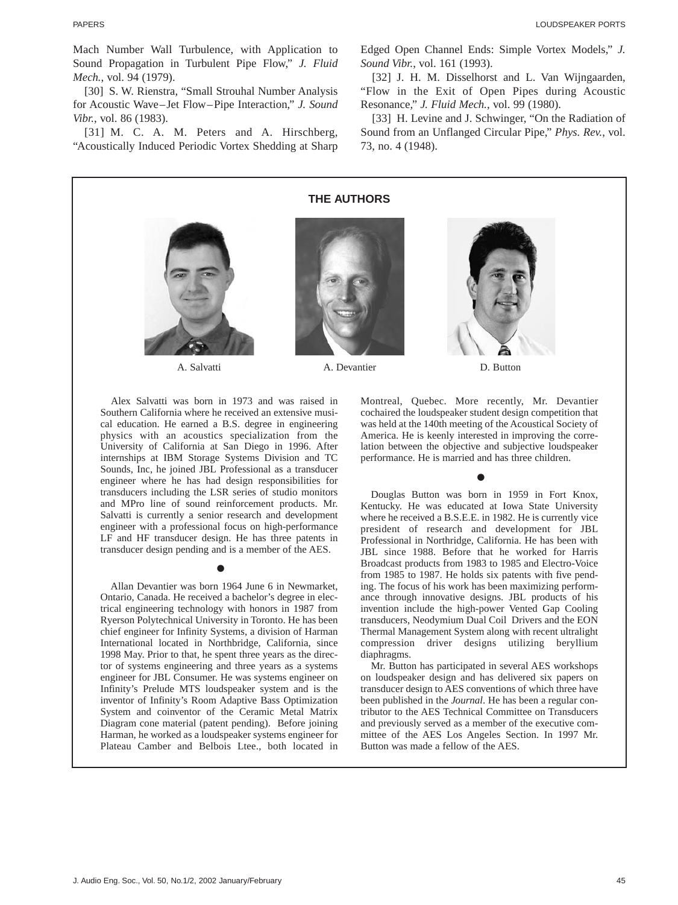Mach Number Wall Turbulence, with Application to Sound Propagation in Turbulent Pipe Flow," *J. Fluid Mech.*, vol. 94 (1979).

[30] S. W. Rienstra, "Small Strouhal Number Analysis for Acoustic Wave–Jet Flow–Pipe Interaction," *J. Sound Vibr.*, vol. 86 (1983).

[31] M. C. A. M. Peters and A. Hirschberg, "Acoustically Induced Periodic Vortex Shedding at Sharp Edged Open Channel Ends: Simple Vortex Models," *J. Sound Vibr.*, vol. 161 (1993).

[32] J. H. M. Disselhorst and L. Van Wijngaarden, "Flow in the Exit of Open Pipes during Acoustic Resonance," *J. Fluid Mech.*, vol. 99 (1980).

[33] H. Levine and J. Schwinger, "On the Radiation of Sound from an Unflanged Circular Pipe," *Phys. Rev.*, vol. 73, no. 4 (1948).

## THE AUTHORS

A. Salvatti

A. Devantier

D. Button

Alex Salvatti was born in 1973 and was raised in Southern California where he received an extensive musical education. He earned a B.S. degree in engineering physics with an acoustics specialization from the University of California at San Diego in 1996. After internships at IBM Storage Systems Division and TC Sounds, Inc, he joined JBL Professional as a transducer engineer where he has had design responsibilities for transducers including the LSR series of studio monitors and MPro line of sound reinforcement products. Mr. Salvatti is currently a senior research and development engineer with a professional focus on high-performance LF and HF transducer design. He has three patents in transducer design pending and is a member of the AES.

●

Allan Devantier was born 1964 June 6 in Newmarket, Ontario, Canada. He received a bachelor's degree in electrical engineering technology with honors in 1987 from Ryerson Polytechnical University in Toronto. He has been chief engineer for Infinity Systems, a division of Harman International located in Northbridge, California, since 1998 May. Prior to that, he spent three years as the director of systems engineering and three years as a systems engineer for JBL Consumer. He was systems engineer on Infinity's Prelude MTS loudspeaker system and is the inventor of Infinity's Room Adaptive Bass Optimization System and coinventor of the Ceramic Metal Matrix Diagram cone material (patent pending). Before joining Harman, he worked as a loudspeaker systems engineer for Plateau Camber and Belbois Ltee., both located in Montreal, Quebec. More recently, Mr. Devantier cochaired the loudspeaker student design competition that was held at the 140th meeting of the Acoustical Society of America. He is keenly interested in improving the correlation between the objective and subjective loudspeaker performance. He is married and has three children.

●

Douglas Button was born in 1959 in Fort Knox, Kentucky. He was educated at Iowa State University where he received a B.S.E.E. in 1982. He is currently vice president of research and development for JBL Professional in Northridge, California. He has been with JBL since 1988. Before that he worked for Harris Broadcast products from 1983 to 1985 and Electro-Voice from 1985 to 1987. He holds six patents with five pending. The focus of his work has been maximizing performance through innovative designs. JBL products of his invention include the high-power Vented Gap Cooling transducers, Neodymium Dual Coil Drivers and the EON Thermal Management System along with recent ultralight compression driver designs utilizing beryllium diaphragms.

Mr. Button has participated in several AES workshops on loudspeaker design and has delivered six papers on transducer design to AES conventions of which three have been published in the *Journal*. He has been a regular contributor to the AES Technical Committee on Transducers and previously served as a member of the executive committee of the AES Los Angeles Section. In 1997 Mr. Button was made a fellow of the AES.